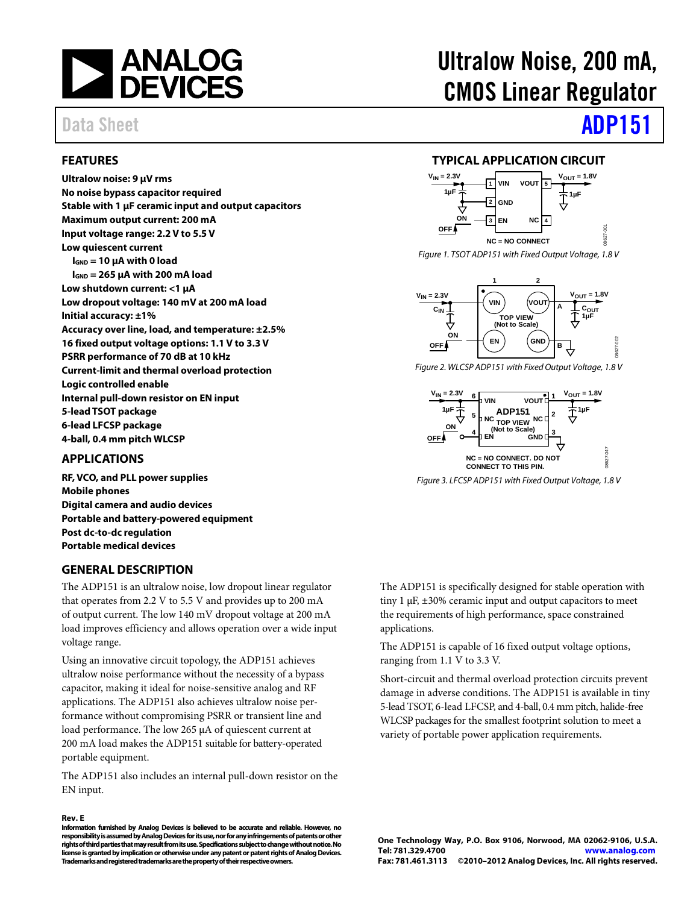# Ultralow Noise, 200 mA, CMOS Linear Regulator

Data Sheet

# ADP151

## FEATURES

**Ultralow noise: 9 µV rms**
**No noise bypass capacitor required**
**Stable with 1 µF ceramic input and output capacitors**
**Maximum output current: 200 mA**
**Input voltage range: 2.2 V to 5.5 V**
**Low quiescent current**
- **$I_{GND}$ = 10 µA with 0 load**
- **$I_{GND}$ = 265 µA with 200 mA load**

**Low shutdown current: <1 µA**
**Low dropout voltage: 140 mV at 200 mA load**
**Initial accuracy: ±1%**
**Accuracy over line, load, and temperature: ±2.5%**
**16 fixed output voltage options: 1.1 V to 3.3 V**
**PSRR performance of 70 dB at 10 kHz**
**Current-limit and thermal overload protection**
**Logic controlled enable**
**Internal pull-down resistor on EN input**
**5-lead TSOT package**
**6-lead LFCSP package**
**4-ball, 0.4 mm pitch WLCSP**

## APPLICATIONS

**RF, VCO, and PLL power supplies**
**Mobile phones**
**Digital camera and audio devices**
**Portable and battery-powered equipment**
**Post dc-to-dc regulation**
**Portable medical devices**

## TYPICAL APPLICATION CIRCUIT

*Figure 1. TSOT ADP151 with Fixed Output Voltage, 1.8 V*

*Figure 2. WLCSP ADP151 with Fixed Output Voltage, 1.8 V*

*Figure 3. LFCSP ADP151 with Fixed Output Voltage, 1.8 V*

## GENERAL DESCRIPTION

The ADP151 is an ultralow noise, low dropout linear regulator that operates from 2.2 V to 5.5 V and provides up to 200 mA of output current. The low 140 mV dropout voltage at 200 mA load improves efficiency and allows operation over a wide input voltage range.

Using an innovative circuit topology, the ADP151 achieves ultralow noise performance without the necessity of a bypass capacitor, making it ideal for noise-sensitive analog and RF applications. The ADP151 also achieves ultralow noise performance without compromising PSRR or transient line and load performance. The low 265 µA of quiescent current at 200 mA load makes the ADP151 suitable for battery-operated portable equipment.

The ADP151 also includes an internal pull-down resistor on the EN input.

The ADP151 is specifically designed for stable operation with tiny 1 µF, ±30% ceramic input and output capacitors to meet the requirements of high performance, space constrained applications.

The ADP151 is capable of 16 fixed output voltage options, ranging from 1.1 V to 3.3 V.

Short-circuit and thermal overload protection circuits prevent damage in adverse conditions. The ADP151 is available in tiny 5-lead TSOT, 6-lead LFCSP, and 4-ball, 0.4 mm pitch, halide-free WLCSP packages for the smallest footprint solution to meet a variety of portable power application requirements.

**Rev. E**
**Information furnished by Analog Devices is believed to be accurate and reliable. However, no responsibility is assumed by Analog Devices for its use, nor for any infringements of patents or other rights of third parties that may result from its use. Specifications subject to change without notice. No license is granted by implication or otherwise under any patent or patent rights of Analog Devices. Trademarks and registered trademarks are the property of their respective owners.**

**One Technology Way, P.O. Box 9106, Norwood, MA 02062-9106, U.S.A.**
**Tel: 781.329.4700** **www.analog.com**
**Fax: 781.461.3113** **©2010–2012 Analog Devices, Inc. All rights reserved.**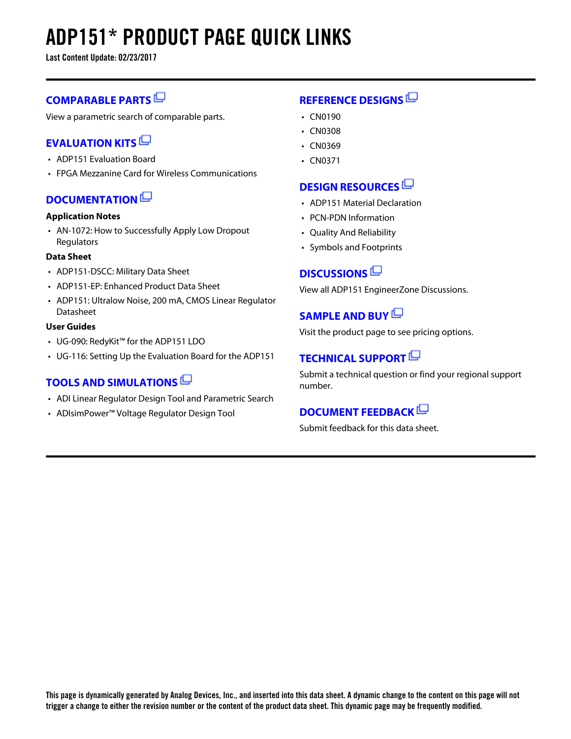# ADP151* PRODUCT PAGE QUICK LINKS

**Last Content Update: 02/23/2017**

## COMPARABLE PARTS

View a parametric search of comparable parts.

## EVALUATION KITS

- ADP151 Evaluation Board
- FPGA Mezzanine Card for Wireless Communications

## DOCUMENTATION

**Application Notes**

- AN-1072: How to Successfully Apply Low Dropout Regulators

**Data Sheet**

- ADP151-DSCC: Military Data Sheet
- ADP151-EP: Enhanced Product Data Sheet
- ADP151: Ultralow Noise, 200 mA, CMOS Linear Regulator Datasheet

**User Guides**

- UG-090: RedyKit™ for the ADP151 LDO
- UG-116: Setting Up the Evaluation Board for the ADP151

## TOOLS AND SIMULATIONS

- ADI Linear Regulator Design Tool and Parametric Search
- ADIsimPower™ Voltage Regulator Design Tool

## REFERENCE DESIGNS

- CN0190
- CN0308
- CN0369
- CN0371

## DESIGN RESOURCES

- ADP151 Material Declaration
- PCN-PDN Information
- Quality And Reliability
- Symbols and Footprints

## DISCUSSIONS

View all ADP151 EngineerZone Discussions.

## SAMPLE AND BUY

Visit the product page to see pricing options.

## TECHNICAL SUPPORT

Submit a technical question or find your regional support number.

## DOCUMENT FEEDBACK

Submit feedback for this data sheet.

**This page is dynamically generated by Analog Devices, Inc., and inserted into this data sheet. A dynamic change to the content on this page will not trigger a change to either the revision number or the content of the product data sheet. This dynamic page may be frequently modified.**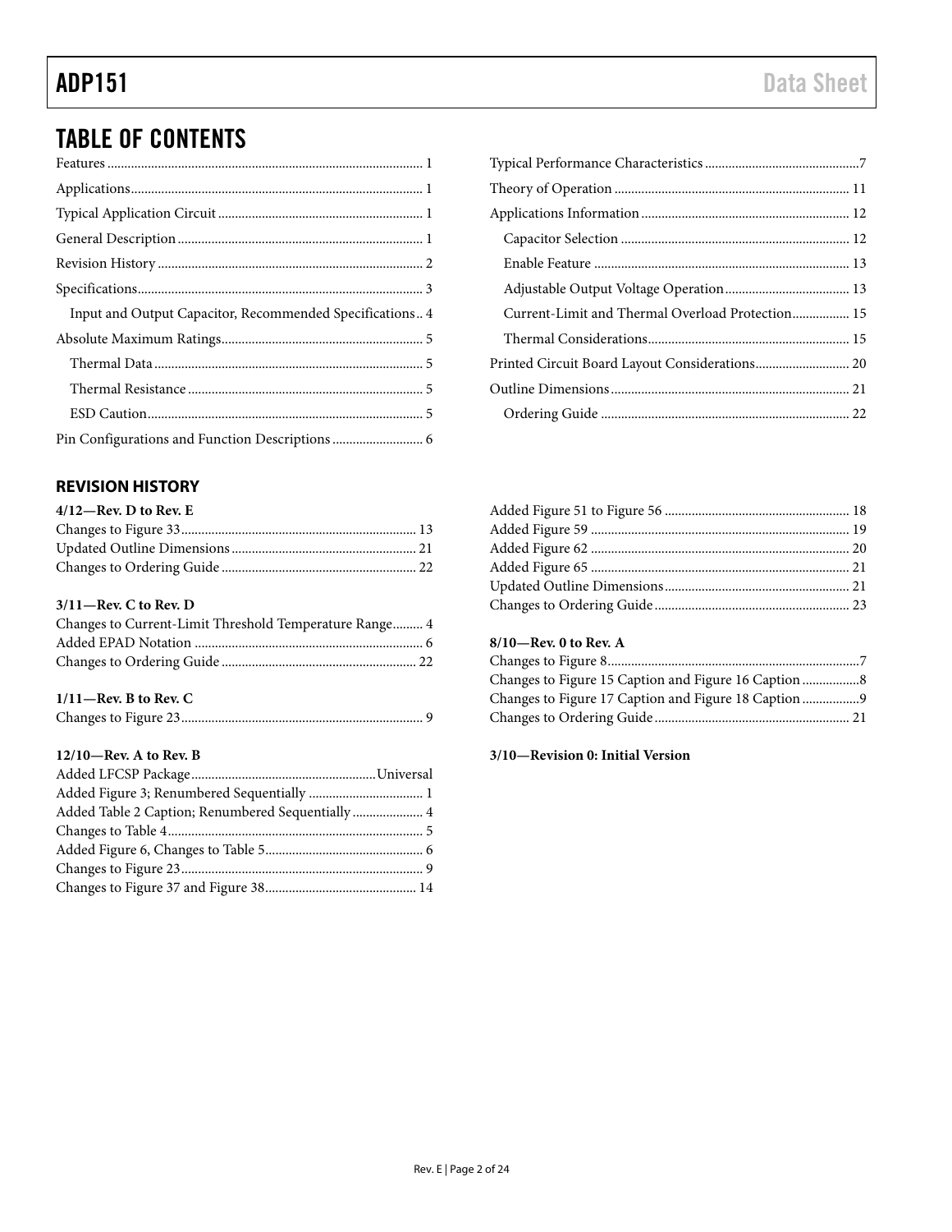# TABLE OF CONTENTS

Features ............................................................................................ 1
Applications...................................................................................... 1
Typical Application Circuit ............................................................ 1
General Description ........................................................................ 1
Revision History .............................................................................. 2
Specifications.................................................................................... 3
  Input and Output Capacitor, Recommended Specifications.. 4
Absolute Maximum Ratings............................................................ 5
  Thermal Data ................................................................................ 5
  Thermal Resistance ...................................................................... 5
  ESD Caution.................................................................................. 5
Pin Configurations and Function Descriptions ........................... 6
Typical Performance Characteristics .............................................7
Theory of Operation ...................................................................... 11
Applications Information .............................................................. 12
  Capacitor Selection .................................................................... 12
  Enable Feature ............................................................................ 13
  Adjustable Output Voltage Operation..................................... 13
  Current-Limit and Thermal Overload Protection................. 15
  Thermal Considerations............................................................ 15
Printed Circuit Board Layout Considerations............................ 20
Outline Dimensions ....................................................................... 21
  Ordering Guide .......................................................................... 22

## REVISION HISTORY

**4/12—Rev. D to Rev. E**

Changes to Figure 33...................................................................... 13
Updated Outline Dimensions ....................................................... 21
Changes to Ordering Guide .......................................................... 22

**3/11—Rev. C to Rev. D**

Changes to Current-Limit Threshold Temperature Range......... 4
Added EPAD Notation .................................................................... 6
Changes to Ordering Guide .......................................................... 22

**1/11—Rev. B to Rev. C**

Changes to Figure 23........................................................................ 9

**12/10—Rev. A to Rev. B**

Added LFCSP Package.......................................................Universal
Added Figure 3; Renumbered Sequentially .................................. 1
Added Table 2 Caption; Renumbered Sequentially ..................... 4
Changes to Table 4............................................................................ 5
Added Figure 6, Changes to Table 5............................................... 6
Changes to Figure 23........................................................................ 9
Changes to Figure 37 and Figure 38............................................. 14
Added Figure 51 to Figure 56 ....................................................... 18
Added Figure 59 ............................................................................. 19
Added Figure 62 ............................................................................. 20
Added Figure 65 ............................................................................. 21
Updated Outline Dimensions ....................................................... 21
Changes to Ordering Guide .......................................................... 23

**8/10—Rev. 0 to Rev. A**

Changes to Figure 8...........................................................................7
Changes to Figure 15 Caption and Figure 16 Caption .................8
Changes to Figure 17 Caption and Figure 18 Caption .................9
Changes to Ordering Guide .......................................................... 21

**3/10—Revision 0: Initial Version**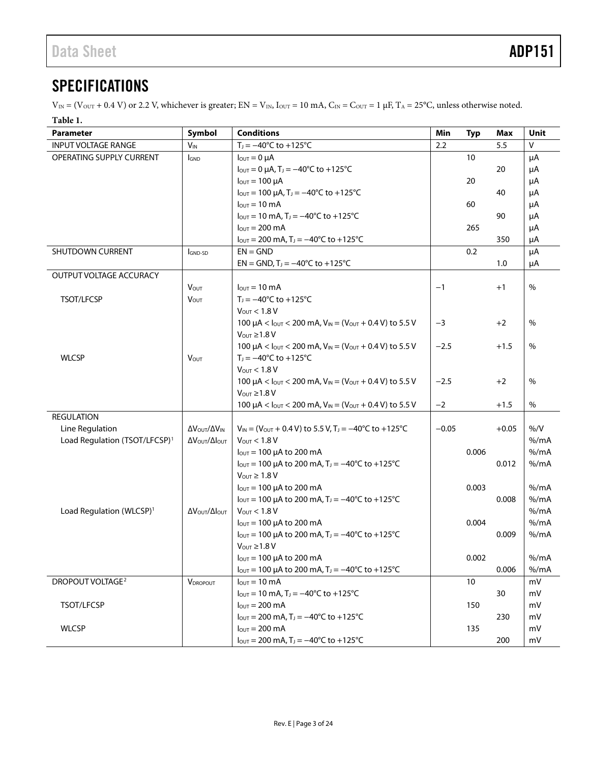## SPECIFICATIONS

$V_{IN}$ = ($V_{OUT}$ + 0.4 V) or 2.2 V, whichever is greater; EN = $V_{IN}$, $I_{OUT}$ = 10 mA, $C_{IN}$ = $C_{OUT}$ = 1 µF, $T_A$ = 25°C, unless otherwise noted.

**Table 1.**

| Parameter | Symbol | Conditions | Min | Typ | Max | Unit |
|---|---|---|---|---|---|---|
| INPUT VOLTAGE RANGE | $V_{IN}$ | $T_J$ = −40°C to +125°C | 2.2 | | 5.5 | V |
| OPERATING SUPPLY CURRENT | $I_{GND}$ | $I_{OUT}$ = 0 µA | | 10 | | µA |
| | | $I_{OUT}$ = 0 µA, $T_J$ = −40°C to +125°C | | | 20 | µA |
| | | $I_{OUT}$ = 100 µA | | 20 | | µA |
| | | $I_{OUT}$ = 100 µA, $T_J$ = −40°C to +125°C | | | 40 | µA |
| | | $I_{OUT}$ = 10 mA | | 60 | | µA |
| | | $I_{OUT}$ = 10 mA, $T_J$ = −40°C to +125°C | | | 90 | µA |
| | | $I_{OUT}$ = 200 mA | | 265 | | µA |
| | | $I_{OUT}$ = 200 mA, $T_J$ = −40°C to +125°C | | | 350 | µA |
| SHUTDOWN CURRENT | $I_{GND-SD}$ | EN = GND | | 0.2 | | µA |
| | | EN = GND, $T_J$ = −40°C to +125°C | | | 1.0 | µA |
| OUTPUT VOLTAGE ACCURACY | | | | | | |
| | $V_{OUT}$ | $I_{OUT}$ = 10 mA | −1 | | +1 | % |
| TSOT/LFCSP | $V_{OUT}$ | $T_J$ = −40°C to +125°C | | | | |
| | | $V_{OUT}$ < 1.8 V | | | | |
| | | 100 µA < $I_{OUT}$ < 200 mA, $V_{IN}$ = ($V_{OUT}$ + 0.4 V) to 5.5 V | −3 | | +2 | % |
| | | $V_{OUT}$ ≥1.8 V | | | | |
| | | 100 µA < $I_{OUT}$ < 200 mA, $V_{IN}$ = ($V_{OUT}$ + 0.4 V) to 5.5 V | −2.5 | | +1.5 | % |
| WLCSP | $V_{OUT}$ | $T_J$ = −40°C to +125°C | | | | |
| | | $V_{OUT}$ < 1.8 V | | | | |
| | | 100 µA < $I_{OUT}$ < 200 mA, $V_{IN}$ = ($V_{OUT}$ + 0.4 V) to 5.5 V | −2.5 | | +2 | % |
| | | $V_{OUT}$ ≥1.8 V | | | | |
| | | 100 µA < $I_{OUT}$ < 200 mA, $V_{IN}$ = ($V_{OUT}$ + 0.4 V) to 5.5 V | −2 | | +1.5 | % |
| REGULATION | | | | | | |
| Line Regulation | $\Delta V_{OUT}/\Delta V_{IN}$ | $V_{IN}$ = ($V_{OUT}$ + 0.4 V) to 5.5 V, $T_J$ = −40°C to +125°C | −0.05 | | +0.05 | %/V |
| Load Regulation (TSOT/LFCSP)[1] | $\Delta V_{OUT}/\Delta I_{OUT}$ | $V_{OUT}$ < 1.8 V | | | | %/mA |
| | | $I_{OUT}$ = 100 µA to 200 mA | | 0.006 | | %/mA |
| | | $I_{OUT}$ = 100 µA to 200 mA, $T_J$ = −40°C to +125°C | | | 0.012 | %/mA |
| | | $V_{OUT}$ ≥ 1.8 V | | | | |
| | | $I_{OUT}$ = 100 µA to 200 mA | | 0.003 | | %/mA |
| | | $I_{OUT}$ = 100 µA to 200 mA, $T_J$ = −40°C to +125°C | | | 0.008 | %/mA |
| Load Regulation (WLCSP)[1] | $\Delta V_{OUT}/\Delta I_{OUT}$ | $V_{OUT}$ < 1.8 V | | | | %/mA |
| | | $I_{OUT}$ = 100 µA to 200 mA | | 0.004 | | %/mA |
| | | $I_{OUT}$ = 100 µA to 200 mA, $T_J$ = −40°C to +125°C | | | 0.009 | %/mA |
| | | $V_{OUT}$ ≥1.8 V | | | | |
| | | $I_{OUT}$ = 100 µA to 200 mA | | 0.002 | | %/mA |
| | | $I_{OUT}$ = 100 µA to 200 mA, $T_J$ = −40°C to +125°C | | | 0.006 | %/mA |
| DROPOUT VOLTAGE[2] | $V_{DROPOUT}$ | $I_{OUT}$ = 10 mA | | 10 | | mV |
| | | $I_{OUT}$ = 10 mA, $T_J$ = −40°C to +125°C | | | 30 | mV |
| TSOT/LFCSP | | $I_{OUT}$ = 200 mA | | 150 | | mV |
| | | $I_{OUT}$ = 200 mA, $T_J$ = −40°C to +125°C | | | 230 | mV |
| WLCSP | | $I_{OUT}$ = 200 mA | | 135 | | mV |
| | | $I_{OUT}$ = 200 mA, $T_J$ = −40°C to +125°C | | | 200 | mV |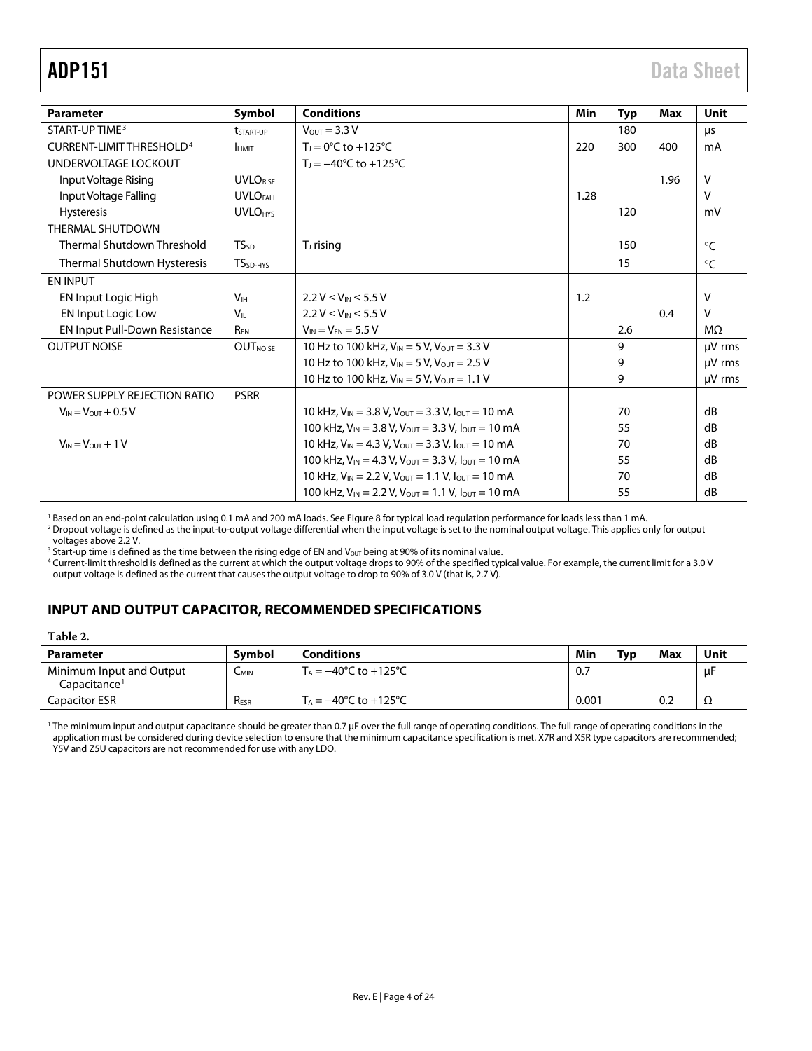| Parameter | Symbol | Conditions | Min | Typ | Max | Unit |
|---|---|---|---|---|---|---|
| START-UP TIME[3] | $t_{START-UP}$ | $V_{OUT}$ = 3.3 V | | 180 | | µs |
| CURRENT-LIMIT THRESHOLD[4] | $I_{LIMIT}$ | $T_J$ = 0°C to +125°C | 220 | 300 | 400 | mA |
| UNDERVOLTAGE LOCKOUT | | $T_J$ = −40°C to +125°C | | | | |
| Input Voltage Rising | $UVLO_{RISE}$ | | | | 1.96 | V |
| Input Voltage Falling | $UVLO_{FALL}$ | | 1.28 | | | V |
| Hysteresis | $UVLO_{HYS}$ | | | 120 | | mV |
| THERMAL SHUTDOWN | | | | | | |
| Thermal Shutdown Threshold | $TS_{SD}$ | $T_J$ rising | | 150 | | °C |
| Thermal Shutdown Hysteresis | $TS_{SD-HYS}$ | | | 15 | | °C |
| EN INPUT | | | | | | |
| EN Input Logic High | $V_{IH}$ | 2.2 V ≤ $V_{IN}$ ≤ 5.5 V | 1.2 | | | V |
| EN Input Logic Low | $V_{IL}$ | 2.2 V ≤ $V_{IN}$ ≤ 5.5 V | | | 0.4 | V |
| EN Input Pull-Down Resistance | $R_{EN}$ | $V_{IN}$ = $V_{EN}$ = 5.5 V | | 2.6 | | MΩ |
| OUTPUT NOISE | $OUT_{NOISE}$ | 10 Hz to 100 kHz, $V_{IN}$ = 5 V, $V_{OUT}$ = 3.3 V | | 9 | | µV rms |
| | | 10 Hz to 100 kHz, $V_{IN}$ = 5 V, $V_{OUT}$ = 2.5 V | | 9 | | µV rms |
| | | 10 Hz to 100 kHz, $V_{IN}$ = 5 V, $V_{OUT}$ = 1.1 V | | 9 | | µV rms |
| POWER SUPPLY REJECTION RATIO | PSRR | | | | | |
| $V_{IN}$ = $V_{OUT}$ + 0.5 V | | 10 kHz, $V_{IN}$ = 3.8 V, $V_{OUT}$ = 3.3 V, $I_{OUT}$ = 10 mA | | 70 | | dB |
| | | 100 kHz, $V_{IN}$ = 3.8 V, $V_{OUT}$ = 3.3 V, $I_{OUT}$ = 10 mA | | 55 | | dB |
| $V_{IN}$ = $V_{OUT}$ + 1 V | | 10 kHz, $V_{IN}$ = 4.3 V, $V_{OUT}$ = 3.3 V, $I_{OUT}$ = 10 mA | | 70 | | dB |
| | | 100 kHz, $V_{IN}$ = 4.3 V, $V_{OUT}$ = 3.3 V, $I_{OUT}$ = 10 mA | | 55 | | dB |
| | | 10 kHz, $V_{IN}$ = 2.2 V, $V_{OUT}$ = 1.1 V, $I_{OUT}$ = 10 mA | | 70 | | dB |
| | | 100 kHz, $V_{IN}$ = 2.2 V, $V_{OUT}$ = 1.1 V, $I_{OUT}$ = 10 mA | | 55 | | dB |

[1] Based on an end-point calculation using 0.1 mA and 200 mA loads. See Figure 8 for typical load regulation performance for loads less than 1 mA.
[2] Dropout voltage is defined as the input-to-output voltage differential when the input voltage is set to the nominal output voltage. This applies only for output voltages above 2.2 V.
[3] Start-up time is defined as the time between the rising edge of EN and $V_{OUT}$ being at 90% of its nominal value.
[4] Current-limit threshold is defined as the current at which the output voltage drops to 90% of the specified typical value. For example, the current limit for a 3.0 V output voltage is defined as the current that causes the output voltage to drop to 90% of 3.0 V (that is, 2.7 V).

## INPUT AND OUTPUT CAPACITOR, RECOMMENDED SPECIFICATIONS

**Table 2.**

| Parameter | Symbol | Conditions | Min | Typ | Max | Unit |
|---|---|---|---|---|---|---|
| Minimum Input and Output Capacitance[1] | $C_{MIN}$ | $T_A$ = −40°C to +125°C | 0.7 | | | µF |
| Capacitor ESR | $R_{ESR}$ | $T_A$ = −40°C to +125°C | 0.001 | | 0.2 | Ω |

[1] The minimum input and output capacitance should be greater than 0.7 µF over the full range of operating conditions. The full range of operating conditions in the application must be considered during device selection to ensure that the minimum capacitance specification is met. X7R and X5R type capacitors are recommended; Y5V and Z5U capacitors are not recommended for use with any LDO.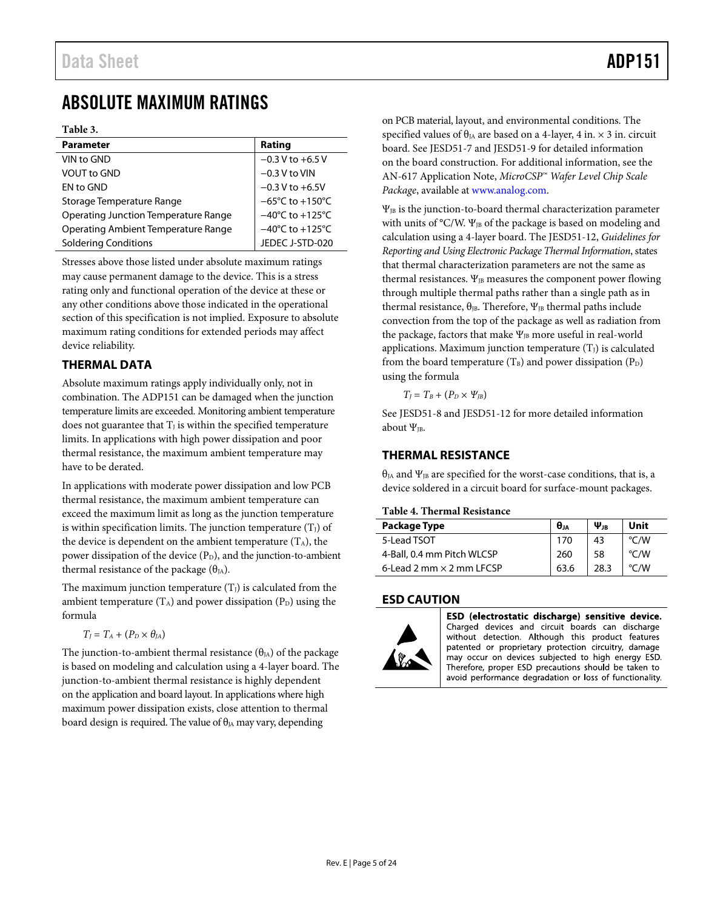# ABSOLUTE MAXIMUM RATINGS

Table 3.

| Parameter | Rating |
|---|---|
| VIN to GND | −0.3 V to +6.5 V |
| VOUT to GND | −0.3 V to VIN |
| EN to GND | −0.3 V to +6.5V |
| Storage Temperature Range | −65°C to +150°C |
| Operating Junction Temperature Range | −40°C to +125°C |
| Operating Ambient Temperature Range | −40°C to +125°C |
| Soldering Conditions | JEDEC J-STD-020 |

Stresses above those listed under absolute maximum ratings may cause permanent damage to the device. This is a stress rating only and functional operation of the device at these or any other conditions above those indicated in the operational section of this specification is not implied. Exposure to absolute maximum rating conditions for extended periods may affect device reliability.

## THERMAL DATA

Absolute maximum ratings apply individually only, not in combination. The ADP151 can be damaged when the junction temperature limits are exceeded. Monitoring ambient temperature does not guarantee that $T_J$ is within the specified temperature limits. In applications with high power dissipation and poor thermal resistance, the maximum ambient temperature may have to be derated.

In applications with moderate power dissipation and low PCB thermal resistance, the maximum ambient temperature can exceed the maximum limit as long as the junction temperature is within specification limits. The junction temperature ($T_J$) of the device is dependent on the ambient temperature ($T_A$), the power dissipation of the device ($P_D$), and the junction-to-ambient thermal resistance of the package ($\theta_{JA}$).

The maximum junction temperature ($T_J$) is calculated from the ambient temperature ($T_A$) and power dissipation ($P_D$) using the formula

$$T_J = T_A + (P_D \times \theta_{JA})$$

The junction-to-ambient thermal resistance ($\theta_{JA}$) of the package is based on modeling and calculation using a 4-layer board. The junction-to-ambient thermal resistance is highly dependent on the application and board layout. In applications where high maximum power dissipation exists, close attention to thermal board design is required. The value of $\theta_{JA}$ may vary, depending on PCB material, layout, and environmental conditions. The specified values of $\theta_{JA}$ are based on a 4-layer, 4 in. × 3 in. circuit board. See JESD51-7 and JESD51-9 for detailed information on the board construction. For additional information, see the AN-617 Application Note, *MicroCSP™ Wafer Level Chip Scale Package*, available at www.analog.com.

$\Psi_{JB}$ is the junction-to-board thermal characterization parameter with units of °C/W. $\Psi_{JB}$ of the package is based on modeling and calculation using a 4-layer board. The JESD51-12, *Guidelines for Reporting and Using Electronic Package Thermal Information*, states that thermal characterization parameters are not the same as thermal resistances. $\Psi_{JB}$ measures the component power flowing through multiple thermal paths rather than a single path as in thermal resistance, $\theta_{JB}$. Therefore, $\Psi_{JB}$ thermal paths include convection from the top of the package as well as radiation from the package, factors that make $\Psi_{JB}$ more useful in real-world applications. Maximum junction temperature ($T_J$) is calculated from the board temperature ($T_B$) and power dissipation ($P_D$) using the formula

$$T_J = T_B + (P_D \times \Psi_{JB})$$

See JESD51-8 and JESD51-12 for more detailed information about $\Psi_{JB}$.

## THERMAL RESISTANCE

$\theta_{JA}$ and $\Psi_{JB}$ are specified for the worst-case conditions, that is, a device soldered in a circuit board for surface-mount packages.

Table 4. Thermal Resistance

| Package Type | $\theta_{JA}$ | $\Psi_{JB}$ | Unit |
|---|---|---|---|
| 5-Lead TSOT | 170 | 43 | °C/W |
| 4-Ball, 0.4 mm Pitch WLCSP | 260 | 58 | °C/W |
| 6-Lead 2 mm × 2 mm LFCSP | 63.6 | 28.3 | °C/W |

## ESD CAUTION

**ESD (electrostatic discharge) sensitive device.** Charged devices and circuit boards can discharge without detection. Although this product features patented or proprietary protection circuitry, damage may occur on devices subjected to high energy ESD. Therefore, proper ESD precautions should be taken to avoid performance degradation or loss of functionality.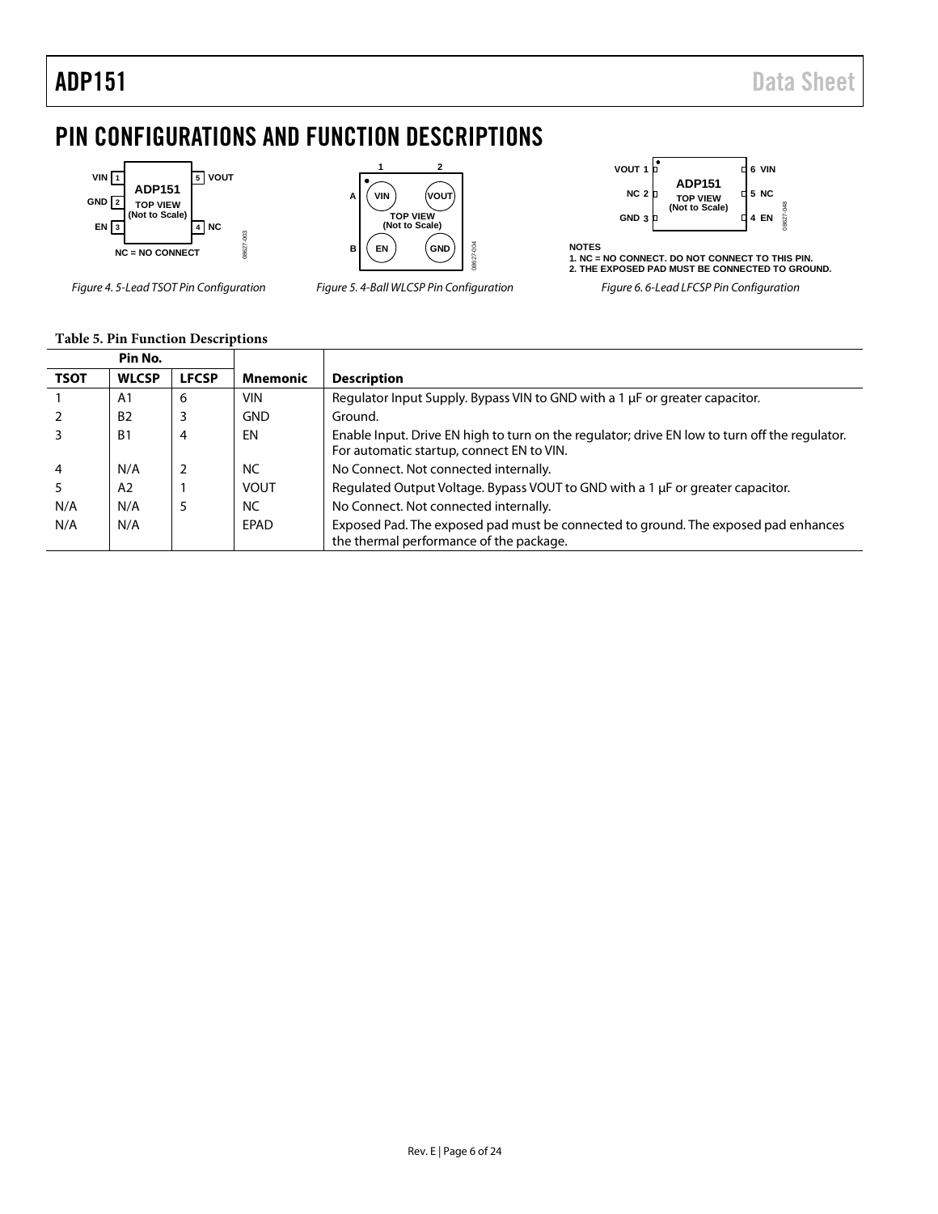# PIN CONFIGURATIONS AND FUNCTION DESCRIPTIONS

Figure 4. 5-Lead TSOT Pin Configuration

Figure 5. 4-Ball WLCSP Pin Configuration

NOTES
1. NC = NO CONNECT. DO NOT CONNECT TO THIS PIN.
2. THE EXPOSED PAD MUST BE CONNECTED TO GROUND.

Figure 6. 6-Lead LFCSP Pin Configuration

**Table 5. Pin Function Descriptions**

| Pin No. | | | | |
|---|---|---|---|---|
| **TSOT** | **WLCSP** | **LFCSP** | **Mnemonic** | **Description** |
| 1 | A1 | 6 | VIN | Regulator Input Supply. Bypass VIN to GND with a 1 µF or greater capacitor. |
| 2 | B2 | 3 | GND | Ground. |
| 3 | B1 | 4 | EN | Enable Input. Drive EN high to turn on the regulator; drive EN low to turn off the regulator. For automatic startup, connect EN to VIN. |
| 4 | N/A | 2 | NC | No Connect. Not connected internally. |
| 5 | A2 | 1 | VOUT | Regulated Output Voltage. Bypass VOUT to GND with a 1 µF or greater capacitor. |
| N/A | N/A | 5 | NC | No Connect. Not connected internally. |
| N/A | N/A | | EPAD | Exposed Pad. The exposed pad must be connected to ground. The exposed pad enhances the thermal performance of the package. |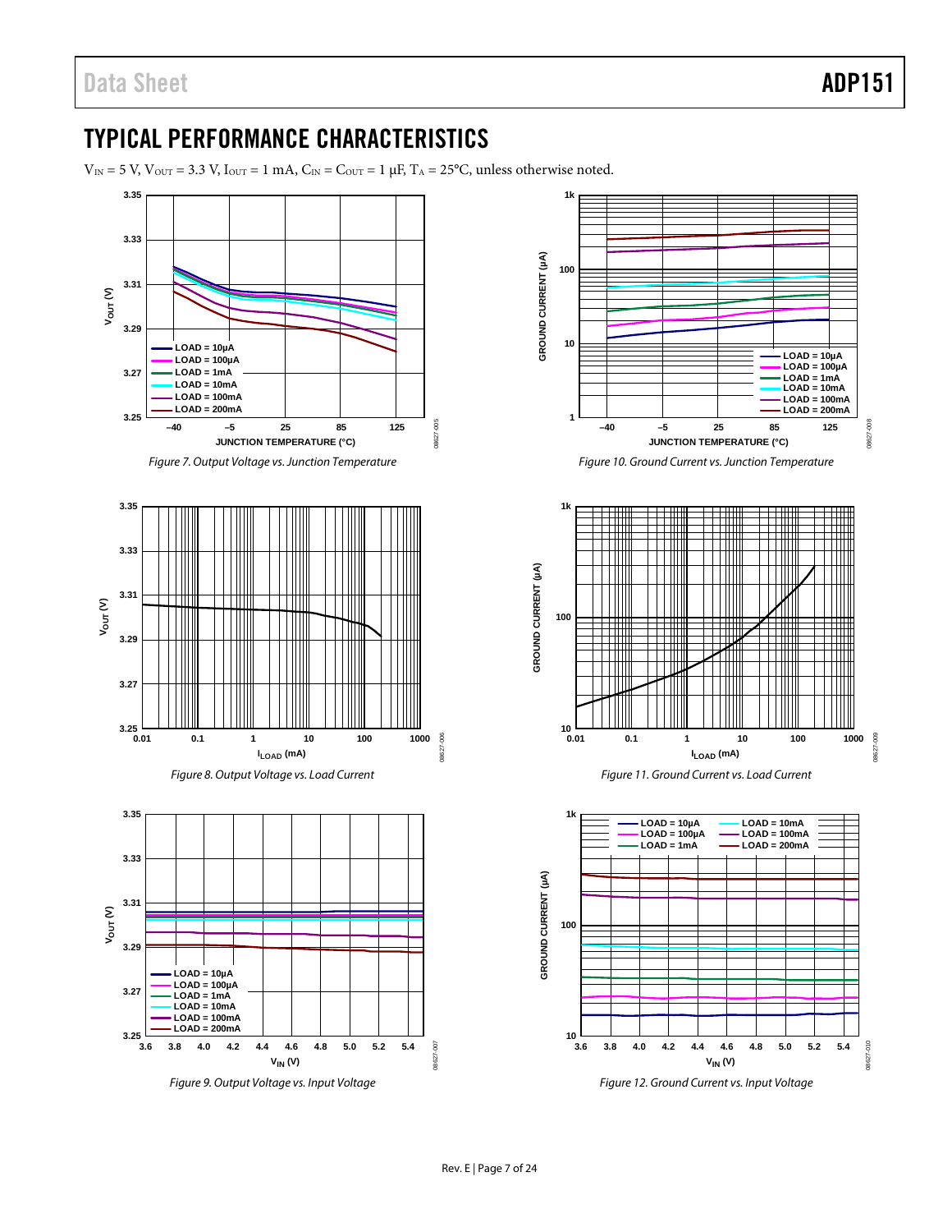## TYPICAL PERFORMANCE CHARACTERISTICS

$V_{IN}$ = 5 V, $V_{OUT}$ = 3.3 V, $I_{OUT}$ = 1 mA, $C_{IN}$ = $C_{OUT}$ = 1 µF, $T_A$ = 25°C, unless otherwise noted.

*Figure 7. Output Voltage vs. Junction Temperature*

*Figure 8. Output Voltage vs. Load Current*

*Figure 9. Output Voltage vs. Input Voltage*

*Figure 10. Ground Current vs. Junction Temperature*

*Figure 11. Ground Current vs. Load Current*

*Figure 12. Ground Current vs. Input Voltage*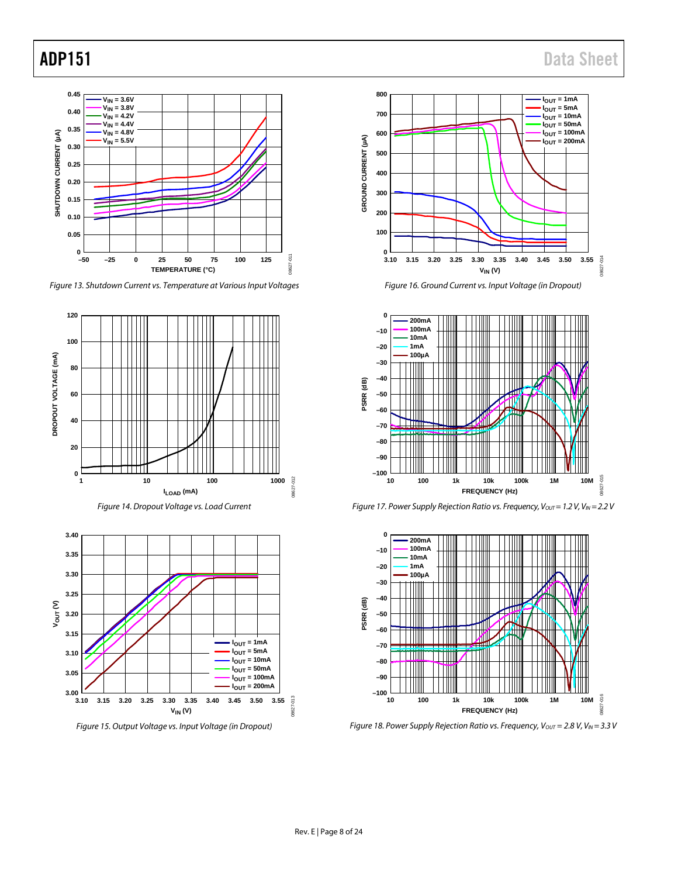Figure 13. Shutdown Current vs. Temperature at Various Input Voltages

Figure 14. Dropout Voltage vs. Load Current

Figure 15. Output Voltage vs. Input Voltage (in Dropout)

Figure 16. Ground Current vs. Input Voltage (in Dropout)

Figure 17. Power Supply Rejection Ratio vs. Frequency, $V_{OUT}$ = 1.2 V, $V_{IN}$ = 2.2 V

Figure 18. Power Supply Rejection Ratio vs. Frequency, $V_{OUT}$ = 2.8 V, $V_{IN}$ = 3.3 V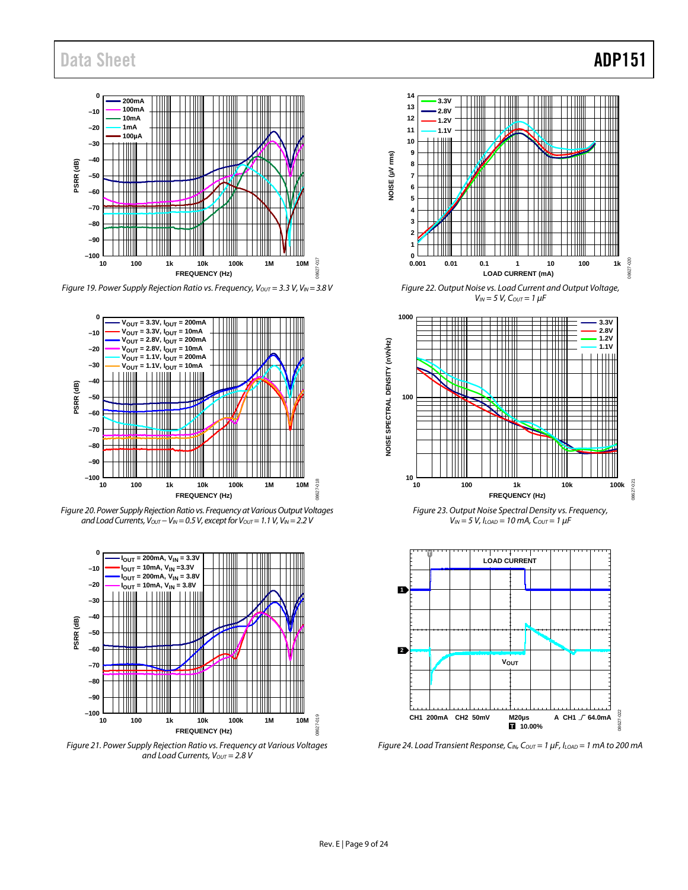Figure 19. Power Supply Rejection Ratio vs. Frequency, $V_{OUT}$ = 3.3 V, $V_{IN}$ = 3.8 V

Figure 20. Power Supply Rejection Ratio vs. Frequency at Various Output Voltages and Load Currents, $V_{OUT}$ – $V_{IN}$ = 0.5 V, except for $V_{OUT}$ = 1.1 V, $V_{IN}$ = 2.2 V

Figure 21. Power Supply Rejection Ratio vs. Frequency at Various Voltages and Load Currents, $V_{OUT}$ = 2.8 V

Figure 22. Output Noise vs. Load Current and Output Voltage, $V_{IN}$ = 5 V, $C_{OUT}$ = 1 µF

Figure 23. Output Noise Spectral Density vs. Frequency, $V_{IN}$ = 5 V, $I_{LOAD}$ = 10 mA, $C_{OUT}$ = 1 µF

Figure 24. Load Transient Response, $C_{IN}$, $C_{OUT}$ = 1 µF, $I_{LOAD}$ = 1 mA to 200 mA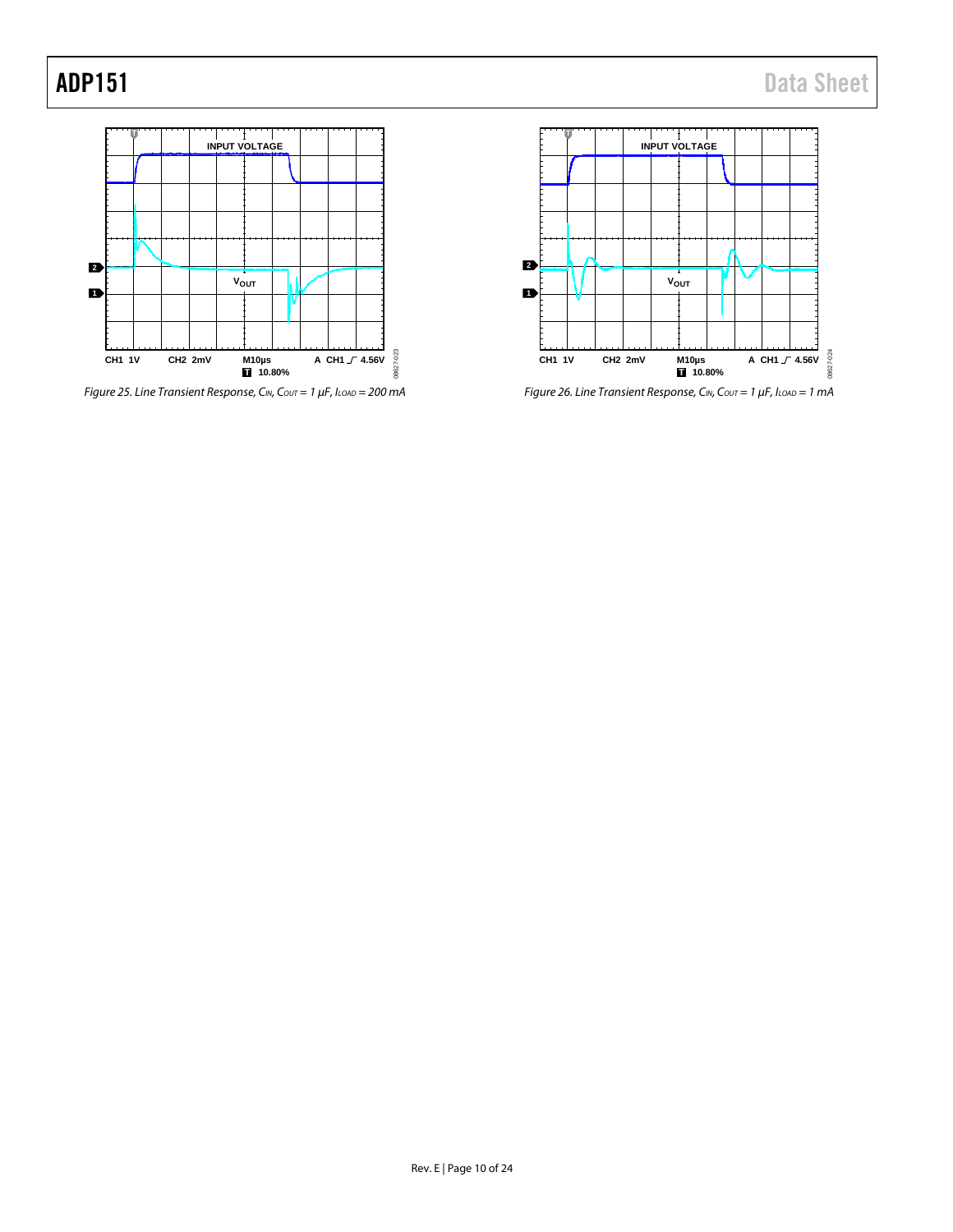Figure 25. Line Transient Response, $C_{IN}$, $C_{OUT}$ = 1 µF, $I_{LOAD}$ = 200 mA

Figure 26. Line Transient Response, $C_{IN}$, $C_{OUT}$ = 1 µF, $I_{LOAD}$ = 1 mA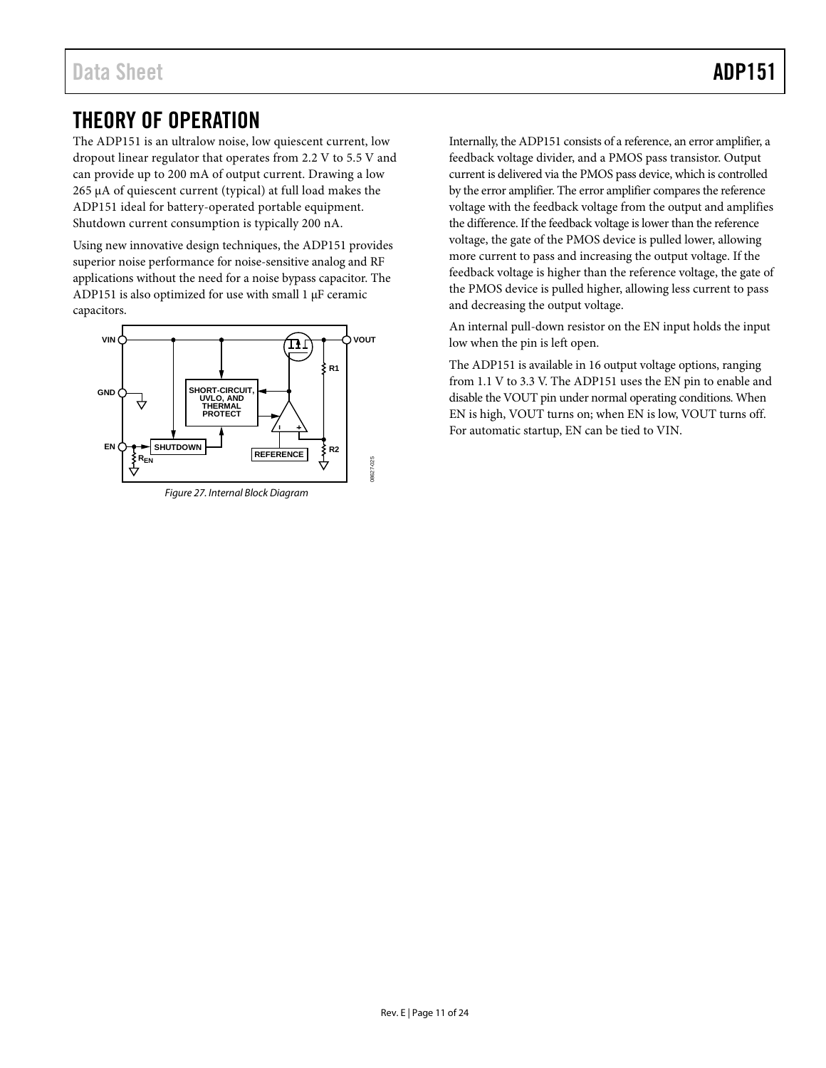# THEORY OF OPERATION

The ADP151 is an ultralow noise, low quiescent current, low dropout linear regulator that operates from 2.2 V to 5.5 V and can provide up to 200 mA of output current. Drawing a low 265 µA of quiescent current (typical) at full load makes the ADP151 ideal for battery-operated portable equipment. Shutdown current consumption is typically 200 nA.

Using new innovative design techniques, the ADP151 provides superior noise performance for noise-sensitive analog and RF applications without the need for a noise bypass capacitor. The ADP151 is also optimized for use with small 1 µF ceramic capacitors.

Figure 27. Internal Block Diagram

Internally, the ADP151 consists of a reference, an error amplifier, a feedback voltage divider, and a PMOS pass transistor. Output current is delivered via the PMOS pass device, which is controlled by the error amplifier. The error amplifier compares the reference voltage with the feedback voltage from the output and amplifies the difference. If the feedback voltage is lower than the reference voltage, the gate of the PMOS device is pulled lower, allowing more current to pass and increasing the output voltage. If the feedback voltage is higher than the reference voltage, the gate of the PMOS device is pulled higher, allowing less current to pass and decreasing the output voltage.

An internal pull-down resistor on the EN input holds the input low when the pin is left open.

The ADP151 is available in 16 output voltage options, ranging from 1.1 V to 3.3 V. The ADP151 uses the EN pin to enable and disable the VOUT pin under normal operating conditions. When EN is high, VOUT turns on; when EN is low, VOUT turns off. For automatic startup, EN can be tied to VIN.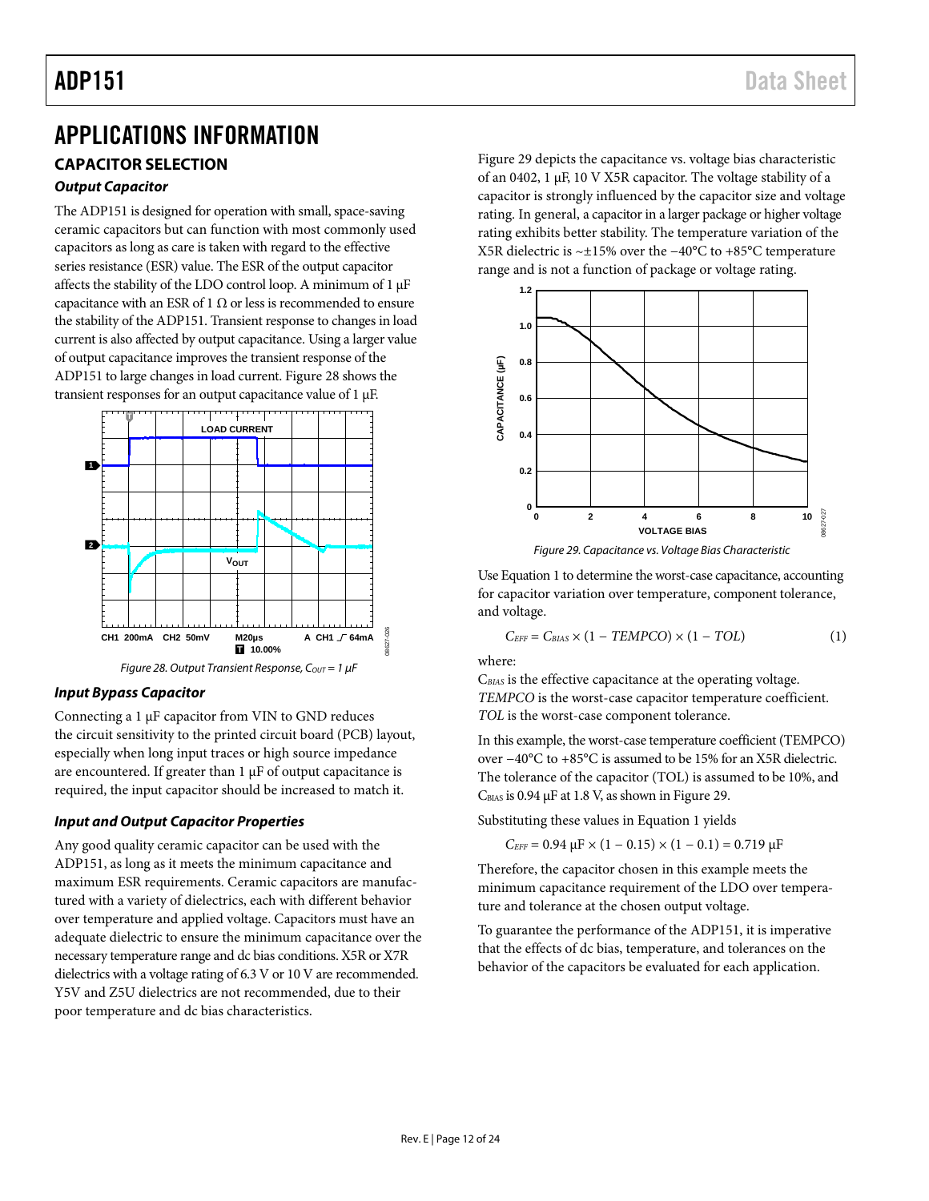# APPLICATIONS INFORMATION

## CAPACITOR SELECTION

### Output Capacitor

The ADP151 is designed for operation with small, space-saving ceramic capacitors but can function with most commonly used capacitors as long as care is taken with regard to the effective series resistance (ESR) value. The ESR of the output capacitor affects the stability of the LDO control loop. A minimum of 1 µF capacitance with an ESR of 1 Ω or less is recommended to ensure the stability of the ADP151. Transient response to changes in load current is also affected by output capacitance. Using a larger value of output capacitance improves the transient response of the ADP151 to large changes in load current. Figure 28 shows the transient responses for an output capacitance value of 1 µF.

Figure 28. Output Transient Response, $C_{OUT}$ = 1 µF

### Input Bypass Capacitor

Connecting a 1 µF capacitor from VIN to GND reduces the circuit sensitivity to the printed circuit board (PCB) layout, especially when long input traces or high source impedance are encountered. If greater than 1 µF of output capacitance is required, the input capacitor should be increased to match it.

### Input and Output Capacitor Properties

Any good quality ceramic capacitor can be used with the ADP151, as long as it meets the minimum capacitance and maximum ESR requirements. Ceramic capacitors are manufactured with a variety of dielectrics, each with different behavior over temperature and applied voltage. Capacitors must have an adequate dielectric to ensure the minimum capacitance over the necessary temperature range and dc bias conditions. X5R or X7R dielectrics with a voltage rating of 6.3 V or 10 V are recommended. Y5V and Z5U dielectrics are not recommended, due to their poor temperature and dc bias characteristics.

Figure 29 depicts the capacitance vs. voltage bias characteristic of an 0402, 1 µF, 10 V X5R capacitor. The voltage stability of a capacitor is strongly influenced by the capacitor size and voltage rating. In general, a capacitor in a larger package or higher voltage rating exhibits better stability. The temperature variation of the X5R dielectric is ~±15% over the −40°C to +85°C temperature range and is not a function of package or voltage rating.

Figure 29. Capacitance vs. Voltage Bias Characteristic

Use Equation 1 to determine the worst-case capacitance, accounting for capacitor variation over temperature, component tolerance, and voltage.

$$C_{EFF} = C_{BIAS} \times (1 - TEMPCO) \times (1 - TOL) \quad (1)$$

where:

$C_{BIAS}$ is the effective capacitance at the operating voltage.
*TEMPCO* is the worst-case capacitor temperature coefficient.
*TOL* is the worst-case component tolerance.

In this example, the worst-case temperature coefficient (TEMPCO) over −40°C to +85°C is assumed to be 15% for an X5R dielectric. The tolerance of the capacitor (TOL) is assumed to be 10%, and $C_{BIAS}$ is 0.94 µF at 1.8 V, as shown in Figure 29.

Substituting these values in Equation 1 yields

$$C_{EFF} = 0.94\ \mu F \times (1 - 0.15) \times (1 - 0.1) = 0.719\ \mu F$$

Therefore, the capacitor chosen in this example meets the minimum capacitance requirement of the LDO over temperature and tolerance at the chosen output voltage.

To guarantee the performance of the ADP151, it is imperative that the effects of dc bias, temperature, and tolerances on the behavior of the capacitors be evaluated for each application.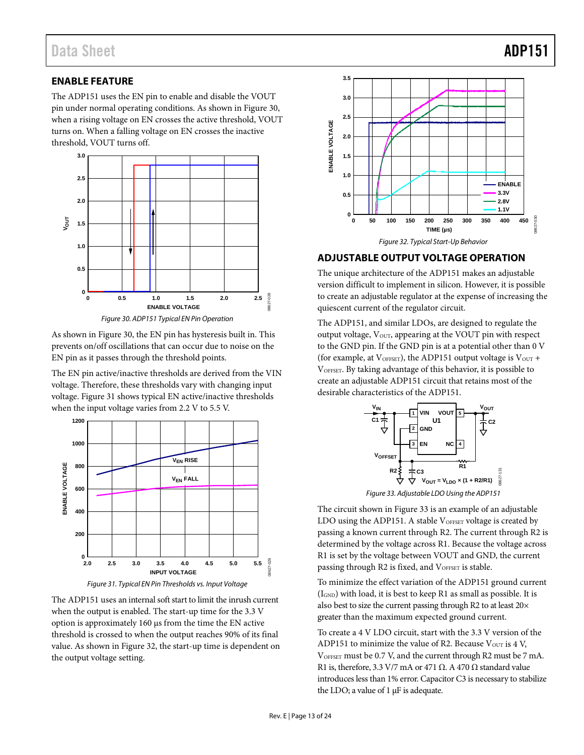## ENABLE FEATURE

The ADP151 uses the EN pin to enable and disable the VOUT pin under normal operating conditions. As shown in Figure 30, when a rising voltage on EN crosses the active threshold, VOUT turns on. When a falling voltage on EN crosses the inactive threshold, VOUT turns off.

Figure 30. ADP151 Typical EN Pin Operation

As shown in Figure 30, the EN pin has hysteresis built in. This prevents on/off oscillations that can occur due to noise on the EN pin as it passes through the threshold points.

The EN pin active/inactive thresholds are derived from the VIN voltage. Therefore, these thresholds vary with changing input voltage. Figure 31 shows typical EN active/inactive thresholds when the input voltage varies from 2.2 V to 5.5 V.

Figure 31. Typical EN Pin Thresholds vs. Input Voltage

The ADP151 uses an internal soft start to limit the inrush current when the output is enabled. The start-up time for the 3.3 V option is approximately 160 µs from the time the EN active threshold is crossed to when the output reaches 90% of its final value. As shown in Figure 32, the start-up time is dependent on the output voltage setting.

Figure 32. Typical Start-Up Behavior

## ADJUSTABLE OUTPUT VOLTAGE OPERATION

The unique architecture of the ADP151 makes an adjustable version difficult to implement in silicon. However, it is possible to create an adjustable regulator at the expense of increasing the quiescent current of the regulator circuit.

The ADP151, and similar LDOs, are designed to regulate the output voltage, $V_{OUT}$, appearing at the VOUT pin with respect to the GND pin. If the GND pin is at a potential other than 0 V (for example, at $V_{OFFSET}$), the ADP151 output voltage is $V_{OUT}$ + $V_{OFFSET}$. By taking advantage of this behavior, it is possible to create an adjustable ADP151 circuit that retains most of the desirable characteristics of the ADP151.

Figure 33. Adjustable LDO Using the ADP151

The circuit shown in Figure 33 is an example of an adjustable LDO using the ADP151. A stable $V_{OFFSET}$ voltage is created by passing a known current through R2. The current through R2 is determined by the voltage across R1. Because the voltage across R1 is set by the voltage between VOUT and GND, the current passing through R2 is fixed, and $V_{OFFSET}$ is stable.

To minimize the effect variation of the ADP151 ground current ($I_{GND}$) with load, it is best to keep R1 as small as possible. It is also best to size the current passing through R2 to at least 20× greater than the maximum expected ground current.

To create a 4 V LDO circuit, start with the 3.3 V version of the ADP151 to minimize the value of R2. Because $V_{OUT}$ is 4 V, $V_{OFFSET}$ must be 0.7 V, and the current through R2 must be 7 mA. R1 is, therefore, 3.3 V/7 mA or 471 Ω. A 470 Ω standard value introduces less than 1% error. Capacitor C3 is necessary to stabilize the LDO; a value of 1 µF is adequate.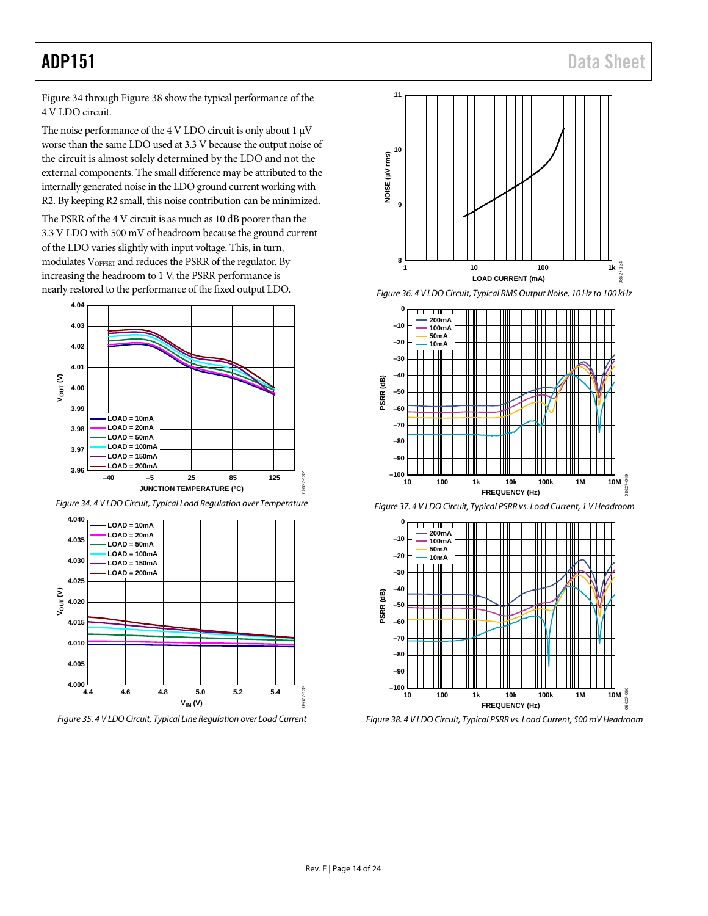Figure 34 through Figure 38 show the typical performance of the 4 V LDO circuit.

The noise performance of the 4 V LDO circuit is only about 1 μV worse than the same LDO used at 3.3 V because the output noise of the circuit is almost solely determined by the LDO and not the external components. The small difference may be attributed to the internally generated noise in the LDO ground current working with R2. By keeping R2 small, this noise contribution can be minimized.

The PSRR of the 4 V circuit is as much as 10 dB poorer than the 3.3 V LDO with 500 mV of headroom because the ground current of the LDO varies slightly with input voltage. This, in turn, modulates $V_{OFFSET}$ and reduces the PSRR of the regulator. By increasing the headroom to 1 V, the PSRR performance is nearly restored to the performance of the fixed output LDO.

Figure 34. 4 V LDO Circuit, Typical Load Regulation over Temperature

Figure 35. 4 V LDO Circuit, Typical Line Regulation over Load Current

Figure 36. 4 V LDO Circuit, Typical RMS Output Noise, 10 Hz to 100 kHz

Figure 37. 4 V LDO Circuit, Typical PSRR vs. Load Current, 1 V Headroom

Figure 38. 4 V LDO Circuit, Typical PSRR vs. Load Current, 500 mV Headroom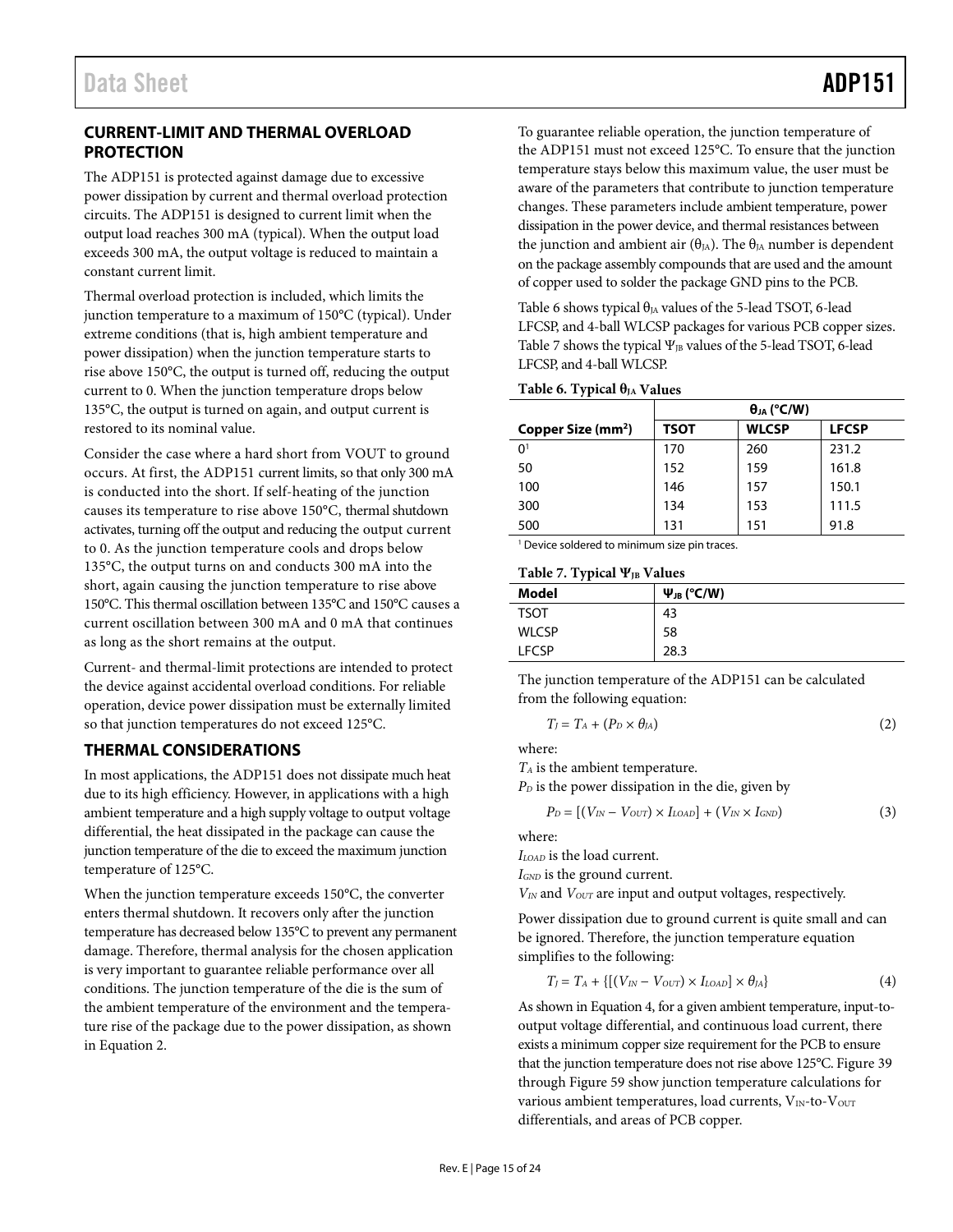## CURRENT-LIMIT AND THERMAL OVERLOAD PROTECTION

The ADP151 is protected against damage due to excessive power dissipation by current and thermal overload protection circuits. The ADP151 is designed to current limit when the output load reaches 300 mA (typical). When the output load exceeds 300 mA, the output voltage is reduced to maintain a constant current limit.

Thermal overload protection is included, which limits the junction temperature to a maximum of 150°C (typical). Under extreme conditions (that is, high ambient temperature and power dissipation) when the junction temperature starts to rise above 150°C, the output is turned off, reducing the output current to 0. When the junction temperature drops below 135°C, the output is turned on again, and output current is restored to its nominal value.

Consider the case where a hard short from VOUT to ground occurs. At first, the ADP151 current limits, so that only 300 mA is conducted into the short. If self-heating of the junction causes its temperature to rise above 150°C, thermal shutdown activates, turning off the output and reducing the output current to 0. As the junction temperature cools and drops below 135°C, the output turns on and conducts 300 mA into the short, again causing the junction temperature to rise above 150°C. This thermal oscillation between 135°C and 150°C causes a current oscillation between 300 mA and 0 mA that continues as long as the short remains at the output.

Current- and thermal-limit protections are intended to protect the device against accidental overload conditions. For reliable operation, device power dissipation must be externally limited so that junction temperatures do not exceed 125°C.

## THERMAL CONSIDERATIONS

In most applications, the ADP151 does not dissipate much heat due to its high efficiency. However, in applications with a high ambient temperature and a high supply voltage to output voltage differential, the heat dissipated in the package can cause the junction temperature of the die to exceed the maximum junction temperature of 125°C.

When the junction temperature exceeds 150°C, the converter enters thermal shutdown. It recovers only after the junction temperature has decreased below 135°C to prevent any permanent damage. Therefore, thermal analysis for the chosen application is very important to guarantee reliable performance over all conditions. The junction temperature of the die is the sum of the ambient temperature of the environment and the temperature rise of the package due to the power dissipation, as shown in Equation 2.

To guarantee reliable operation, the junction temperature of the ADP151 must not exceed 125°C. To ensure that the junction temperature stays below this maximum value, the user must be aware of the parameters that contribute to junction temperature changes. These parameters include ambient temperature, power dissipation in the power device, and thermal resistances between the junction and ambient air ($\theta_{JA}$). The $\theta_{JA}$ number is dependent on the package assembly compounds that are used and the amount of copper used to solder the package GND pins to the PCB.

Table 6 shows typical $\theta_{JA}$ values of the 5-lead TSOT, 6-lead LFCSP, and 4-ball WLCSP packages for various PCB copper sizes. Table 7 shows the typical $\Psi_{JB}$ values of the 5-lead TSOT, 6-lead LFCSP, and 4-ball WLCSP.

**Table 6. Typical $\theta_{JA}$ Values**

| | $\theta_{JA}$ (°C/W) | | |
|---|---|---|---|
| Copper Size (mm²) | TSOT | WLCSP | LFCSP |
| 0[1] | 170 | 260 | 231.2 |
| 50 | 152 | 159 | 161.8 |
| 100 | 146 | 157 | 150.1 |
| 300 | 134 | 153 | 111.5 |
| 500 | 131 | 151 | 91.8 |

[1] Device soldered to minimum size pin traces.

**Table 7. Typical $\Psi_{JB}$ Values**

| Model | $\Psi_{JB}$ (°C/W) |
|---|---|
| TSOT | 43 |
| WLCSP | 58 |
| LFCSP | 28.3 |

The junction temperature of the ADP151 can be calculated from the following equation:

$$T_J = T_A + (P_D \times \theta_{JA}) \tag{2}$$

where:

$T_A$ is the ambient temperature.

$P_D$ is the power dissipation in the die, given by

$$P_D = [(V_{IN} - V_{OUT}) \times I_{LOAD}] + (V_{IN} \times I_{GND}) \tag{3}$$

where:

$I_{LOAD}$ is the load current.

$I_{GND}$ is the ground current.

$V_{IN}$ and $V_{OUT}$ are input and output voltages, respectively.

Power dissipation due to ground current is quite small and can be ignored. Therefore, the junction temperature equation simplifies to the following:

$$T_J = T_A + \{[(V_{IN} - V_{OUT}) \times I_{LOAD}] \times \theta_{JA}\} \tag{4}$$

As shown in Equation 4, for a given ambient temperature, input-to-output voltage differential, and continuous load current, there exists a minimum copper size requirement for the PCB to ensure that the junction temperature does not rise above 125°C. Figure 39 through Figure 59 show junction temperature calculations for various ambient temperatures, load currents, $V_{IN}$-to-$V_{OUT}$ differentials, and areas of PCB copper.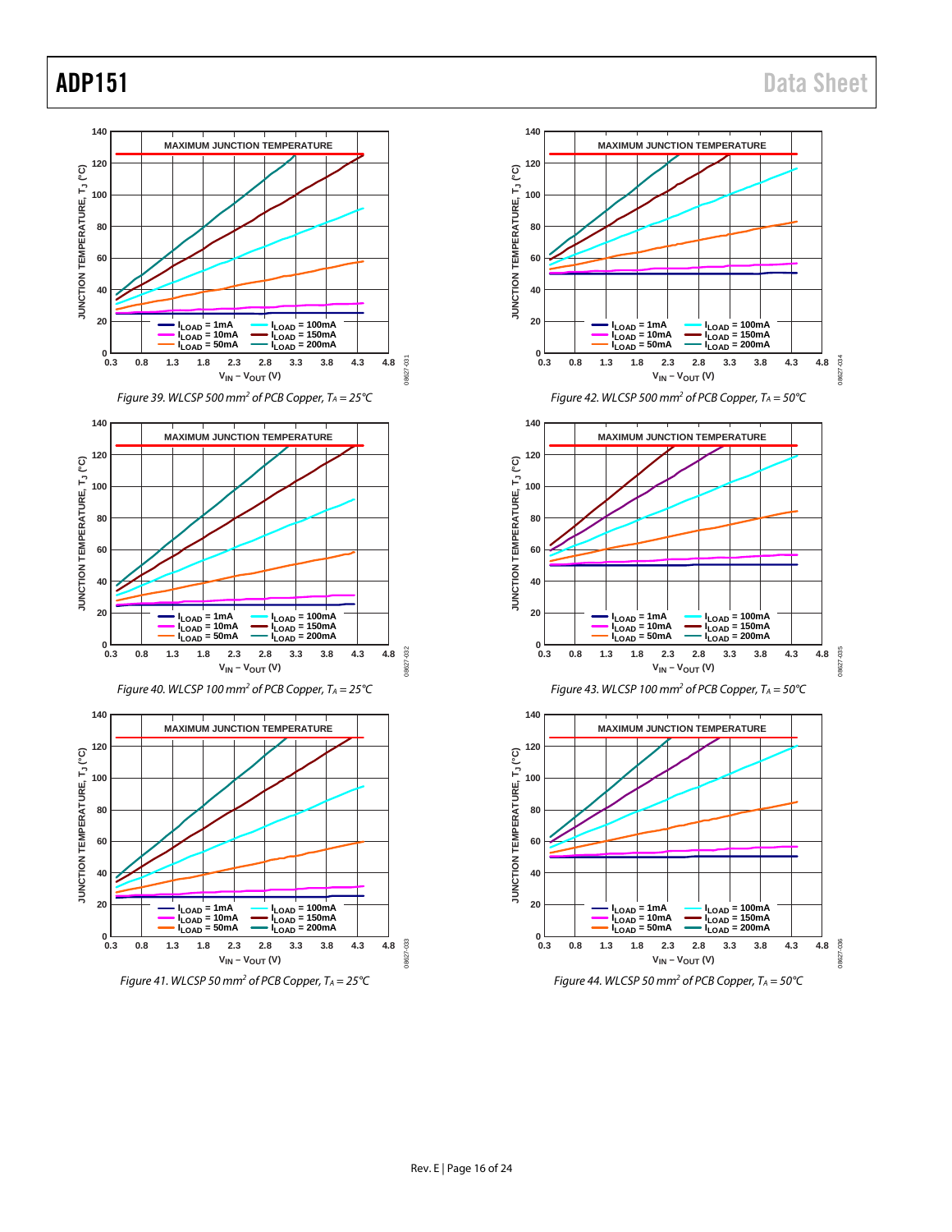Figure 39. WLCSP 500 mm$^2$ of PCB Copper, $T_A$ = 25°C

Figure 40. WLCSP 100 mm$^2$ of PCB Copper, $T_A$ = 25°C

Figure 41. WLCSP 50 mm$^2$ of PCB Copper, $T_A$ = 25°C

Figure 42. WLCSP 500 mm$^2$ of PCB Copper, $T_A$ = 50°C

Figure 43. WLCSP 100 mm$^2$ of PCB Copper, $T_A$ = 50°C

Figure 44. WLCSP 50 mm$^2$ of PCB Copper, $T_A$ = 50°C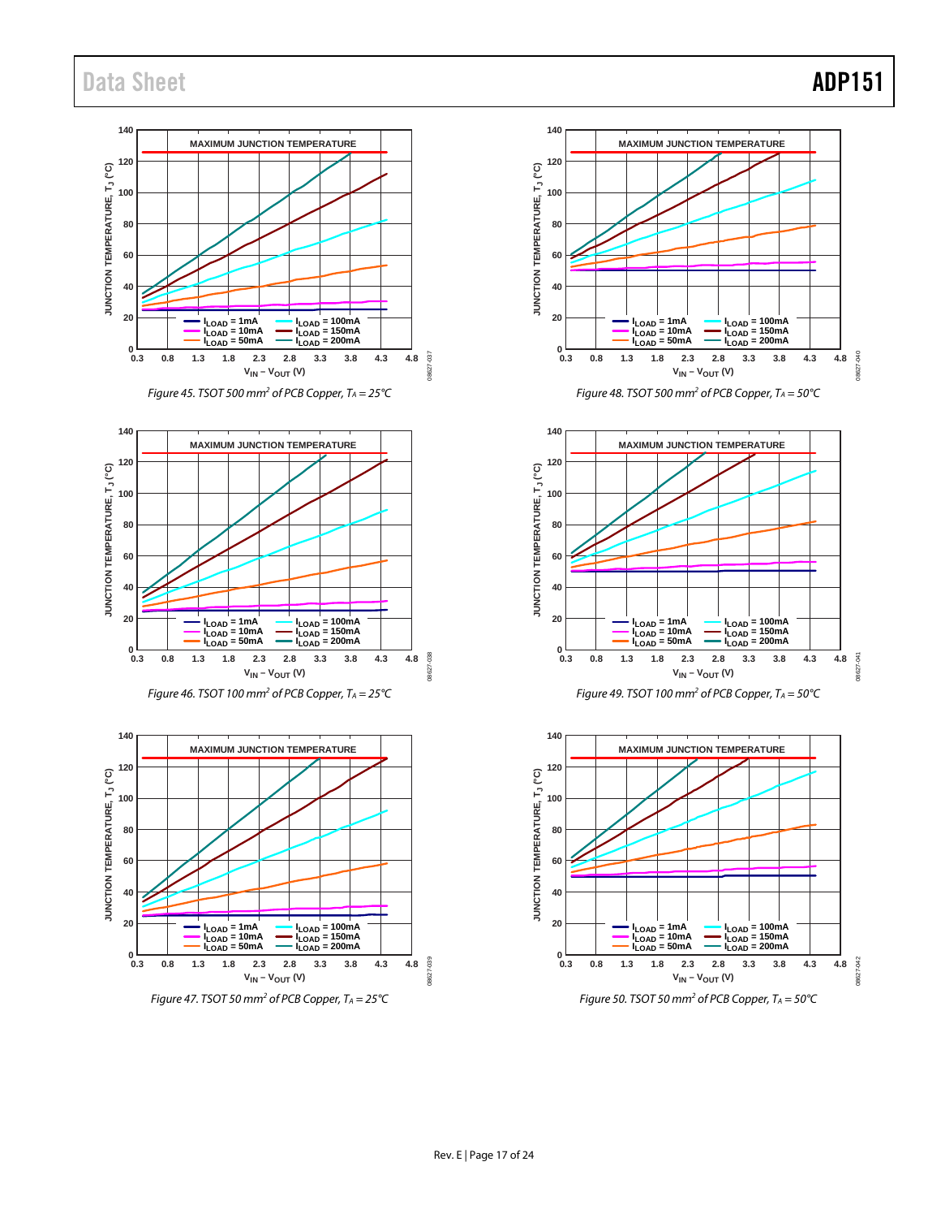Figure 45. TSOT 500 mm$^2$ of PCB Copper, $T_A$ = 25°C

Figure 46. TSOT 100 mm$^2$ of PCB Copper, $T_A$ = 25°C

Figure 47. TSOT 50 mm$^2$ of PCB Copper, $T_A$ = 25°C

Figure 48. TSOT 500 mm$^2$ of PCB Copper, $T_A$ = 50°C

Figure 49. TSOT 100 mm$^2$ of PCB Copper, $T_A$ = 50°C

Figure 50. TSOT 50 mm$^2$ of PCB Copper, $T_A$ = 50°C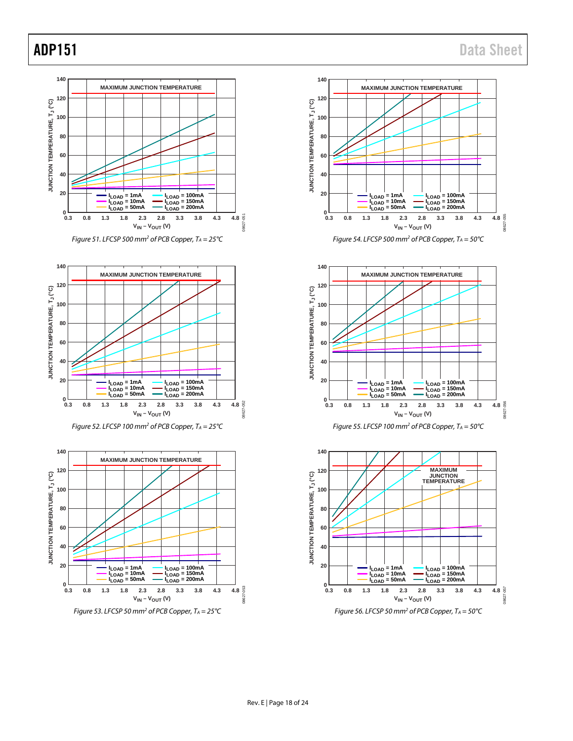Figure 51. LFCSP 500 mm[2] of PCB Copper, $T_A = 25°C$

Figure 52. LFCSP 100 mm[2] of PCB Copper, $T_A = 25°C$

Figure 53. LFCSP 50 mm[2] of PCB Copper, $T_A = 25°C$

Figure 54. LFCSP 500 mm[2] of PCB Copper, $T_A = 50°C$

Figure 55. LFCSP 100 mm[2] of PCB Copper, $T_A = 50°C$

Figure 56. LFCSP 50 mm[2] of PCB Copper, $T_A = 50°C$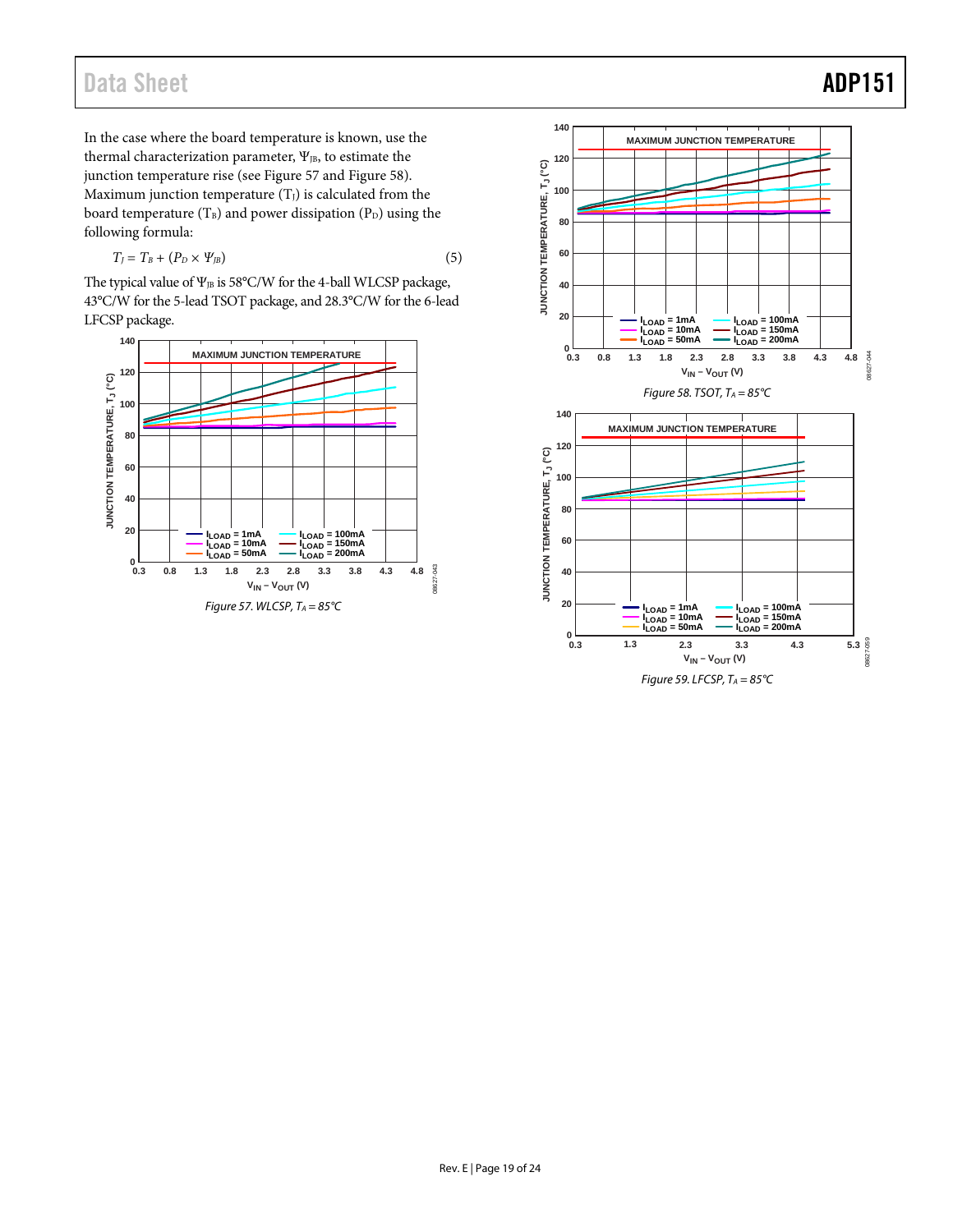In the case where the board temperature is known, use the thermal characterization parameter, $\Psi_{JB}$, to estimate the junction temperature rise (see Figure 57 and Figure 58). Maximum junction temperature ($T_J$) is calculated from the board temperature ($T_B$) and power dissipation ($P_D$) using the following formula:

$$T_J = T_B + (P_D \times \Psi_{JB}) \tag{5}$$

The typical value of $\Psi_{JB}$ is 58°C/W for the 4-ball WLCSP package, 43°C/W for the 5-lead TSOT package, and 28.3°C/W for the 6-lead LFCSP package.

*Figure 57. WLCSP, $T_A$ = 85°C*

*Figure 58. TSOT, $T_A$ = 85°C*

*Figure 59. LFCSP, $T_A$ = 85°C*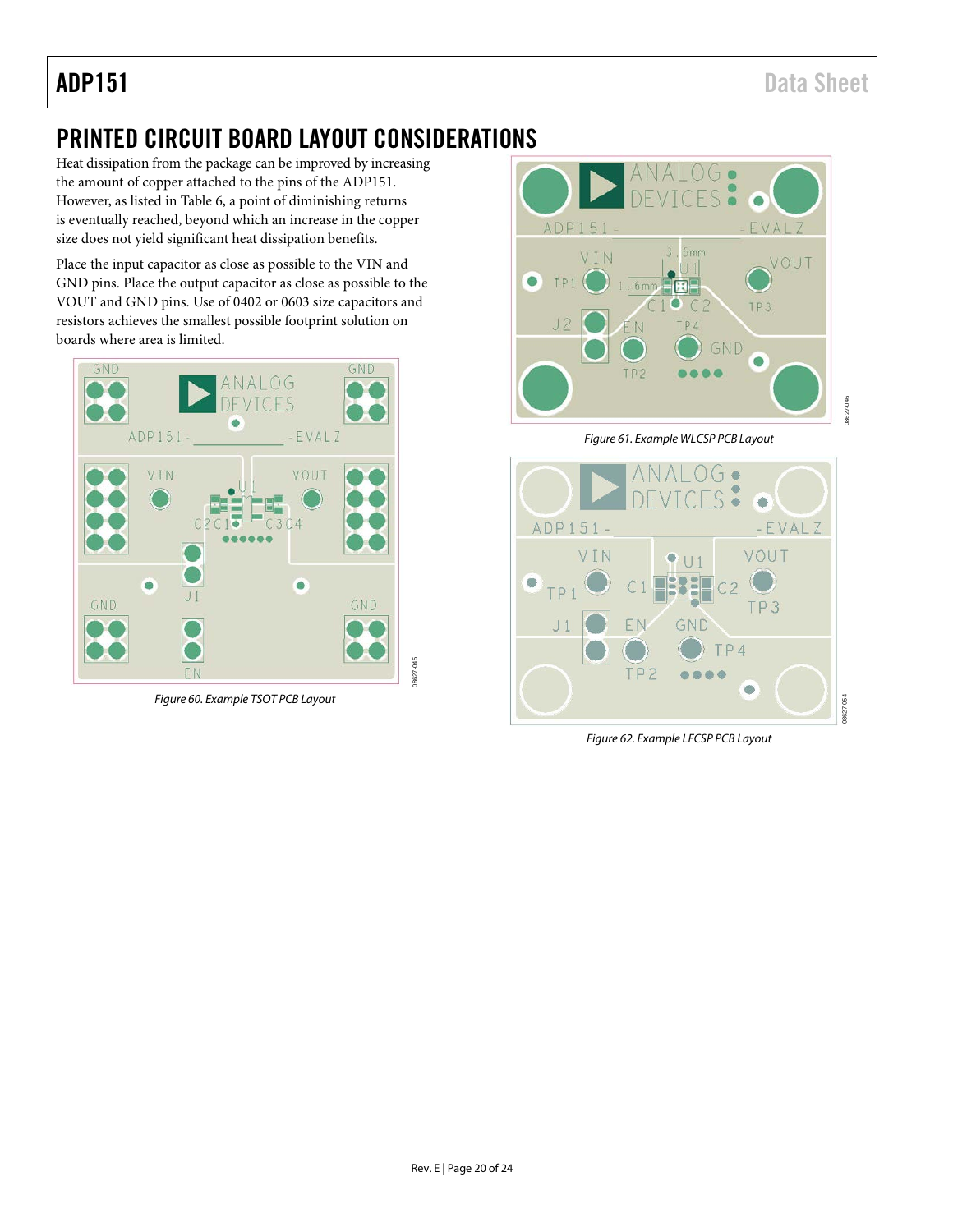## PRINTED CIRCUIT BOARD LAYOUT CONSIDERATIONS

Heat dissipation from the package can be improved by increasing the amount of copper attached to the pins of the ADP151. However, as listed in Table 6, a point of diminishing returns is eventually reached, beyond which an increase in the copper size does not yield significant heat dissipation benefits.

Place the input capacitor as close as possible to the VIN and GND pins. Place the output capacitor as close as possible to the VOUT and GND pins. Use of 0402 or 0603 size capacitors and resistors achieves the smallest possible footprint solution on boards where area is limited.

*Figure 60. Example TSOT PCB Layout*

*Figure 61. Example WLCSP PCB Layout*

*Figure 62. Example LFCSP PCB Layout*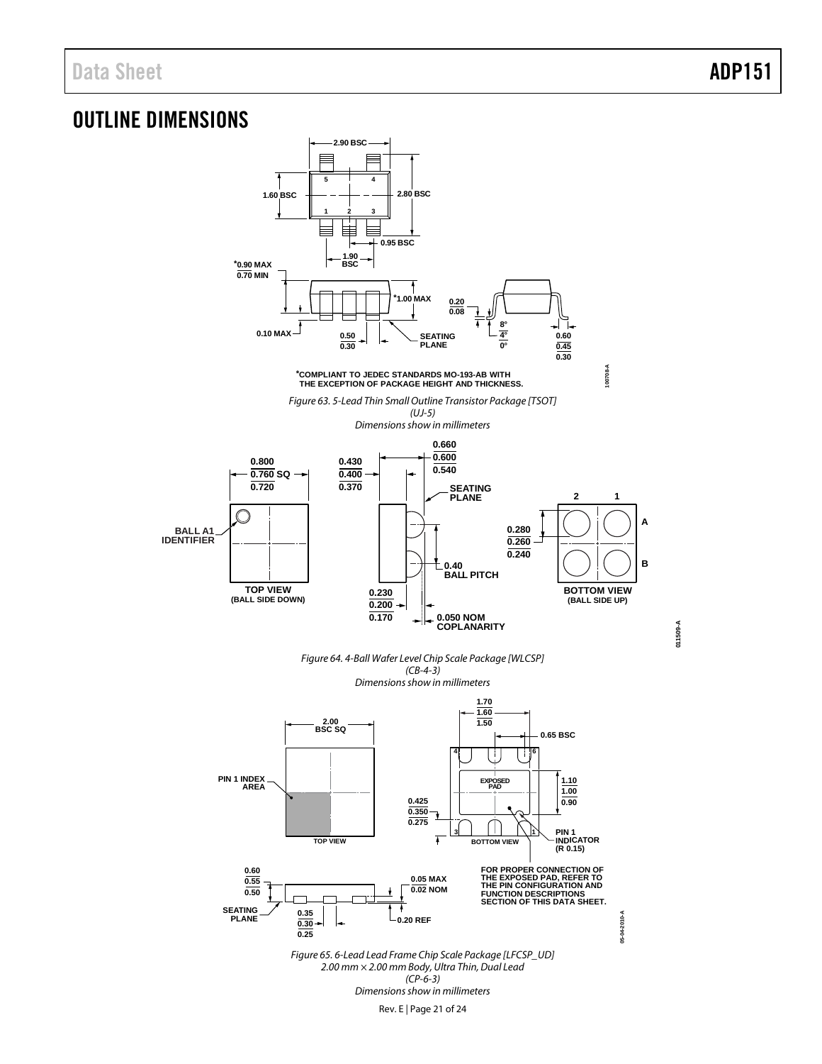# OUTLINE DIMENSIONS

2.90 BSC

5 4

1.60 BSC

2.80 BSC

1 2 3

0.95 BSC

1.90 BSC

*0.90 MAX
0.70 MIN

*1.00 MAX

0.20
0.08

0.10 MAX

0.50
0.30

SEATING PLANE

8°
4°
0°

0.60
0.45
0.30

*COMPLIANT TO JEDEC STANDARDS MO-193-AB WITH THE EXCEPTION OF PACKAGE HEIGHT AND THICKNESS.

100708-A

*Figure 63. 5-Lead Thin Small Outline Transistor Package [TSOT] (UJ-5)*
*Dimensions show in millimeters*

0.800
0.760 SQ
0.720

0.430
0.400
0.370

0.660
0.600
0.540

SEATING PLANE

BALL A1 IDENTIFIER

TOP VIEW (BALL SIDE DOWN)

0.40 BALL PITCH

0.230
0.200
0.170

0.050 NOM COPLANARITY

0.280
0.260
0.240

2 1

A

B

BOTTOM VIEW (BALL SIDE UP)

011509-A

*Figure 64. 4-Ball Wafer Level Chip Scale Package [WLCSP] (CB-4-3)*
*Dimensions show in millimeters*

2.00 BSC SQ

PIN 1 INDEX AREA

TOP VIEW

1.70
1.60
1.50

0.65 BSC

4 6

EXPOSED PAD

1.10
1.00
0.90

0.425
0.350
0.275

3 1

BOTTOM VIEW

PIN 1 INDICATOR (R 0.15)

FOR PROPER CONNECTION OF THE EXPOSED PAD, REFER TO THE PIN CONFIGURATION AND FUNCTION DESCRIPTIONS SECTION OF THIS DATA SHEET.

0.60
0.55
0.50

0.05 MAX
0.02 NOM

SEATING PLANE

0.35
0.30
0.25

0.20 REF

05-04-2010-A

*Figure 65. 6-Lead Lead Frame Chip Scale Package [LFCSP_UD] 2.00 mm × 2.00 mm Body, Ultra Thin, Dual Lead (CP-6-3)*
*Dimensions show in millimeters*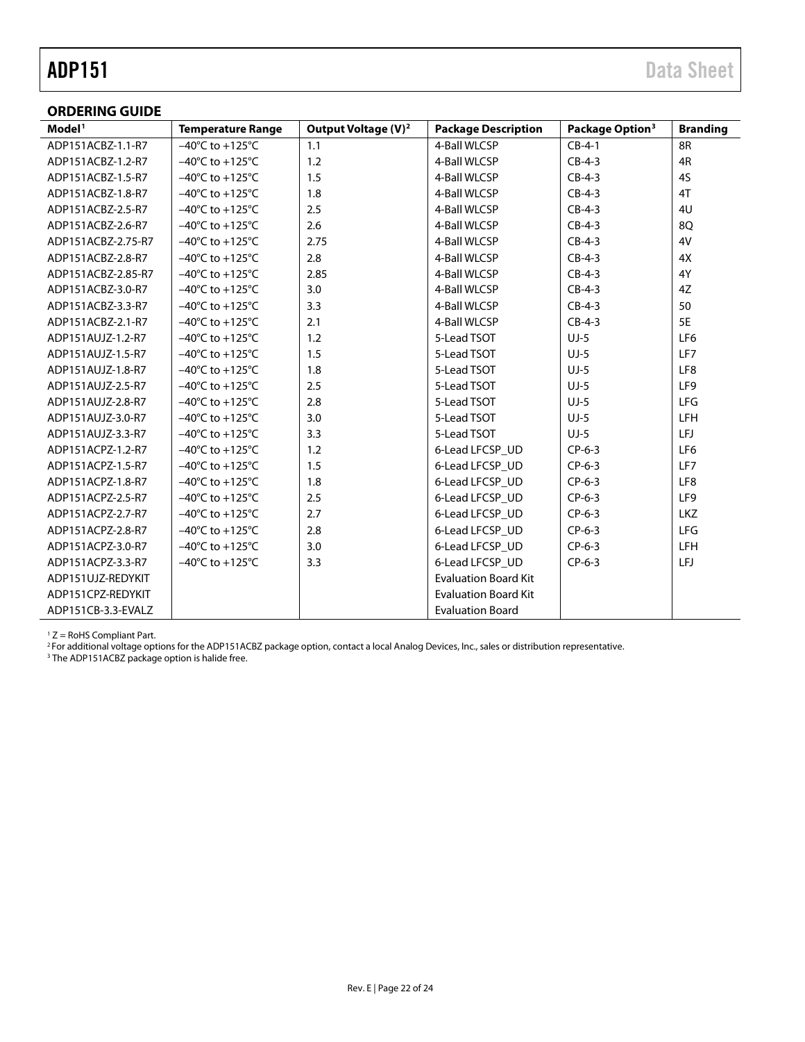## ORDERING GUIDE

| Model[1] | Temperature Range | Output Voltage (V)[2] | Package Description | Package Option[3] | Branding |
|---|---|---|---|---|---|
| ADP151ACBZ-1.1-R7 | −40°C to +125°C | 1.1 | 4-Ball WLCSP | CB-4-1 | 8R |
| ADP151ACBZ-1.2-R7 | −40°C to +125°C | 1.2 | 4-Ball WLCSP | CB-4-3 | 4R |
| ADP151ACBZ-1.5-R7 | −40°C to +125°C | 1.5 | 4-Ball WLCSP | CB-4-3 | 4S |
| ADP151ACBZ-1.8-R7 | −40°C to +125°C | 1.8 | 4-Ball WLCSP | CB-4-3 | 4T |
| ADP151ACBZ-2.5-R7 | −40°C to +125°C | 2.5 | 4-Ball WLCSP | CB-4-3 | 4U |
| ADP151ACBZ-2.6-R7 | −40°C to +125°C | 2.6 | 4-Ball WLCSP | CB-4-3 | 8Q |
| ADP151ACBZ-2.75-R7 | −40°C to +125°C | 2.75 | 4-Ball WLCSP | CB-4-3 | 4V |
| ADP151ACBZ-2.8-R7 | −40°C to +125°C | 2.8 | 4-Ball WLCSP | CB-4-3 | 4X |
| ADP151ACBZ-2.85-R7 | −40°C to +125°C | 2.85 | 4-Ball WLCSP | CB-4-3 | 4Y |
| ADP151ACBZ-3.0-R7 | −40°C to +125°C | 3.0 | 4-Ball WLCSP | CB-4-3 | 4Z |
| ADP151ACBZ-3.3-R7 | −40°C to +125°C | 3.3 | 4-Ball WLCSP | CB-4-3 | 50 |
| ADP151ACBZ-2.1-R7 | −40°C to +125°C | 2.1 | 4-Ball WLCSP | CB-4-3 | 5E |
| ADP151AUJZ-1.2-R7 | −40°C to +125°C | 1.2 | 5-Lead TSOT | UJ-5 | LF6 |
| ADP151AUJZ-1.5-R7 | −40°C to +125°C | 1.5 | 5-Lead TSOT | UJ-5 | LF7 |
| ADP151AUJZ-1.8-R7 | −40°C to +125°C | 1.8 | 5-Lead TSOT | UJ-5 | LF8 |
| ADP151AUJZ-2.5-R7 | −40°C to +125°C | 2.5 | 5-Lead TSOT | UJ-5 | LF9 |
| ADP151AUJZ-2.8-R7 | −40°C to +125°C | 2.8 | 5-Lead TSOT | UJ-5 | LFG |
| ADP151AUJZ-3.0-R7 | −40°C to +125°C | 3.0 | 5-Lead TSOT | UJ-5 | LFH |
| ADP151AUJZ-3.3-R7 | −40°C to +125°C | 3.3 | 5-Lead TSOT | UJ-5 | LFJ |
| ADP151ACPZ-1.2-R7 | −40°C to +125°C | 1.2 | 6-Lead LFCSP_UD | CP-6-3 | LF6 |
| ADP151ACPZ-1.5-R7 | −40°C to +125°C | 1.5 | 6-Lead LFCSP_UD | CP-6-3 | LF7 |
| ADP151ACPZ-1.8-R7 | −40°C to +125°C | 1.8 | 6-Lead LFCSP_UD | CP-6-3 | LF8 |
| ADP151ACPZ-2.5-R7 | −40°C to +125°C | 2.5 | 6-Lead LFCSP_UD | CP-6-3 | LF9 |
| ADP151ACPZ-2.7-R7 | −40°C to +125°C | 2.7 | 6-Lead LFCSP_UD | CP-6-3 | LKZ |
| ADP151ACPZ-2.8-R7 | −40°C to +125°C | 2.8 | 6-Lead LFCSP_UD | CP-6-3 | LFG |
| ADP151ACPZ-3.0-R7 | −40°C to +125°C | 3.0 | 6-Lead LFCSP_UD | CP-6-3 | LFH |
| ADP151ACPZ-3.3-R7 | −40°C to +125°C | 3.3 | 6-Lead LFCSP_UD | CP-6-3 | LFJ |
| ADP151UJZ-REDYKIT | | | Evaluation Board Kit | | |
| ADP151CPZ-REDYKIT | | | Evaluation Board Kit | | |
| ADP151CB-3.3-EVALZ | | | Evaluation Board | | |

[1] Z = RoHS Compliant Part.
[2] For additional voltage options for the ADP151ACBZ package option, contact a local Analog Devices, Inc., sales or distribution representative.
[3] The ADP151ACBZ package option is halide free.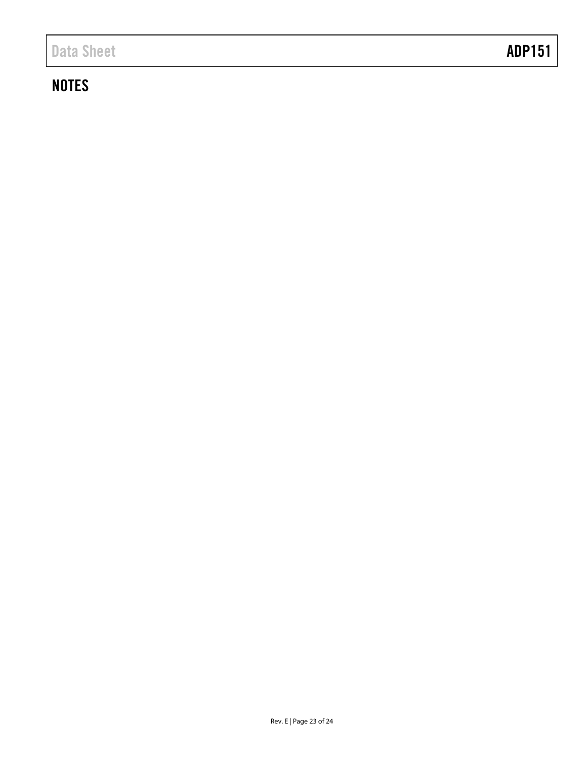## NOTES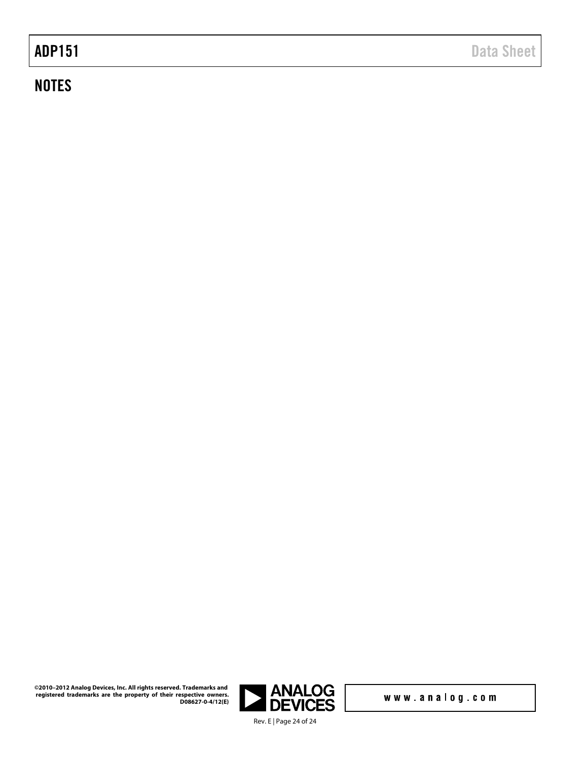## NOTES

©2010–2012 Analog Devices, Inc. All rights reserved. Trademarks and registered trademarks are the property of their respective owners.
D08627-0-4/12(E)

www.analog.com